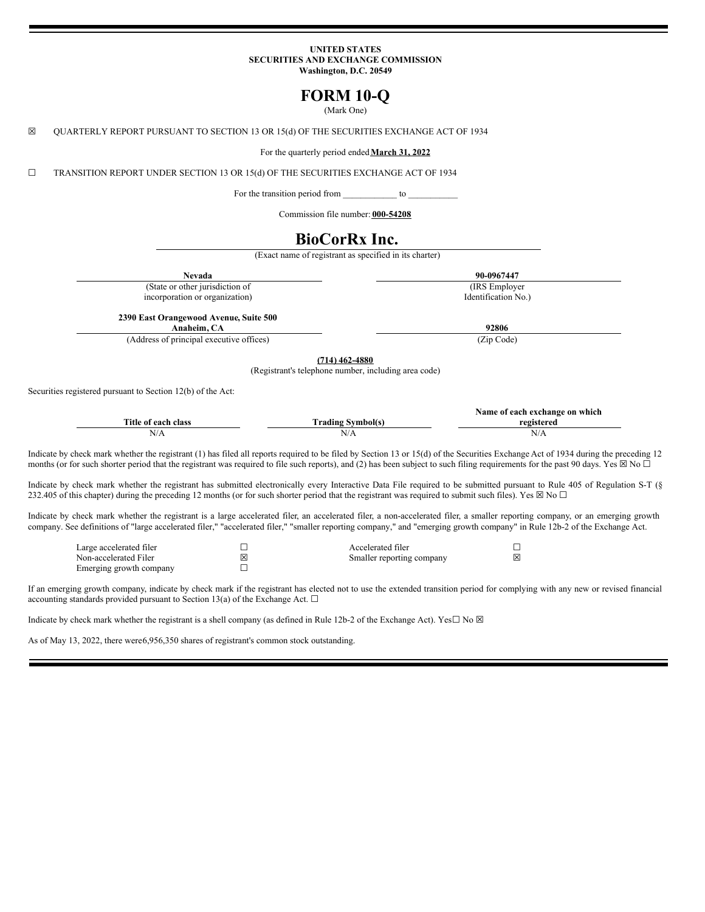**UNITED STATES**
**SECURITIES AND EXCHANGE COMMISSION**
**Washington, D.C. 20549**

# FORM 10-Q

(Mark One)

☒ QUARTERLY REPORT PURSUANT TO SECTION 13 OR 15(d) OF THE SECURITIES EXCHANGE ACT OF 1934

For the quarterly period ended **March 31, 2022**

☐ TRANSITION REPORT UNDER SECTION 13 OR 15(d) OF THE SECURITIES EXCHANGE ACT OF 1934

For the transition period from ____________ to ___________

Commission file number: **000-54208**

# BioCorRx Inc.

(Exact name of registrant as specified in its charter)

| **Nevada** | **90-0967447** |
|---|---|
| (State or other jurisdiction of incorporation or organization) | (IRS Employer Identification No.) |
| **2390 East Orangewood Avenue, Suite 500 Anaheim, CA** | **92806** |
| (Address of principal executive offices) | (Zip Code) |

**(714) 462-4880**
(Registrant's telephone number, including area code)

Securities registered pursuant to Section 12(b) of the Act:

| Title of each class | Trading Symbol(s) | Name of each exchange on which registered |
|---|---|---|
| N/A | N/A | N/A |

Indicate by check mark whether the registrant (1) has filed all reports required to be filed by Section 13 or 15(d) of the Securities Exchange Act of 1934 during the preceding 12 months (or for such shorter period that the registrant was required to file such reports), and (2) has been subject to such filing requirements for the past 90 days. Yes ☒ No ☐

Indicate by check mark whether the registrant has submitted electronically every Interactive Data File required to be submitted pursuant to Rule 405 of Regulation S-T (§ 232.405 of this chapter) during the preceding 12 months (or for such shorter period that the registrant was required to submit such files). Yes ☒ No ☐

Indicate by check mark whether the registrant is a large accelerated filer, an accelerated filer, a non-accelerated filer, a smaller reporting company, or an emerging growth company. See definitions of "large accelerated filer," "accelerated filer," "smaller reporting company," and "emerging growth company" in Rule 12b-2 of the Exchange Act.

| | | | |
|---|---|---|---|
| Large accelerated filer | ☐ | Accelerated filer | ☐ |
| Non-accelerated Filer | ☒ | Smaller reporting company | ☒ |
| Emerging growth company | ☐ | | |

If an emerging growth company, indicate by check mark if the registrant has elected not to use the extended transition period for complying with any new or revised financial accounting standards provided pursuant to Section 13(a) of the Exchange Act. ☐

Indicate by check mark whether the registrant is a shell company (as defined in Rule 12b-2 of the Exchange Act). Yes☐ No ☒

As of May 13, 2022, there were 6,956,350 shares of registrant's common stock outstanding.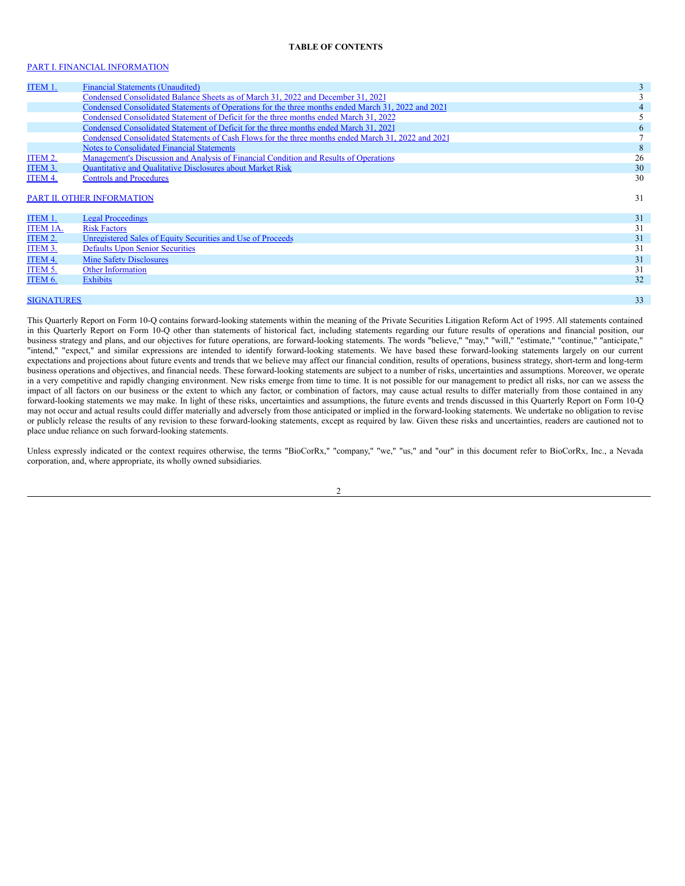**TABLE OF CONTENTS**

PART I. FINANCIAL INFORMATION

| | | |
|---|---|---|
| ITEM 1. | Financial Statements (Unaudited) | 3 |
| | Condensed Consolidated Balance Sheets as of March 31, 2022 and December 31, 2021 | 3 |
| | Condensed Consolidated Statements of Operations for the three months ended March 31, 2022 and 2021 | 4 |
| | Condensed Consolidated Statement of Deficit for the three months ended March 31, 2022 | 5 |
| | Condensed Consolidated Statement of Deficit for the three months ended March 31, 2021 | 6 |
| | Condensed Consolidated Statements of Cash Flows for the three months ended March 31, 2022 and 2021 | 7 |
| | Notes to Consolidated Financial Statements | 8 |
| ITEM 2. | Management's Discussion and Analysis of Financial Condition and Results of Operations | 26 |
| ITEM 3. | Quantitative and Qualitative Disclosures about Market Risk | 30 |
| ITEM 4. | Controls and Procedures | 30 |

PART II. OTHER INFORMATION — 31

| | | |
|---|---|---|
| ITEM 1. | Legal Proceedings | 31 |
| ITEM 1A. | Risk Factors | 31 |
| ITEM 2. | Unregistered Sales of Equity Securities and Use of Proceeds | 31 |
| ITEM 3. | Defaults Upon Senior Securities | 31 |
| ITEM 4. | Mine Safety Disclosures | 31 |
| ITEM 5. | Other Information | 31 |
| ITEM 6. | Exhibits | 32 |

SIGNATURES — 33

This Quarterly Report on Form 10-Q contains forward-looking statements within the meaning of the Private Securities Litigation Reform Act of 1995. All statements contained in this Quarterly Report on Form 10-Q other than statements of historical fact, including statements regarding our future results of operations and financial position, our business strategy and plans, and our objectives for future operations, are forward-looking statements. The words "believe," "may," "will," "estimate," "continue," "anticipate," "intend," "expect," and similar expressions are intended to identify forward-looking statements. We have based these forward-looking statements largely on our current expectations and projections about future events and trends that we believe may affect our financial condition, results of operations, business strategy, short-term and long-term business operations and objectives, and financial needs. These forward-looking statements are subject to a number of risks, uncertainties and assumptions. Moreover, we operate in a very competitive and rapidly changing environment. New risks emerge from time to time. It is not possible for our management to predict all risks, nor can we assess the impact of all factors on our business or the extent to which any factor, or combination of factors, may cause actual results to differ materially from those contained in any forward-looking statements we may make. In light of these risks, uncertainties and assumptions, the future events and trends discussed in this Quarterly Report on Form 10-Q may not occur and actual results could differ materially and adversely from those anticipated or implied in the forward-looking statements. We undertake no obligation to revise or publicly release the results of any revision to these forward-looking statements, except as required by law. Given these risks and uncertainties, readers are cautioned not to place undue reliance on such forward-looking statements.

Unless expressly indicated or the context requires otherwise, the terms "BioCorRx," "company," "we," "us," and "our" in this document refer to BioCorRx, Inc., a Nevada corporation, and, where appropriate, its wholly owned subsidiaries.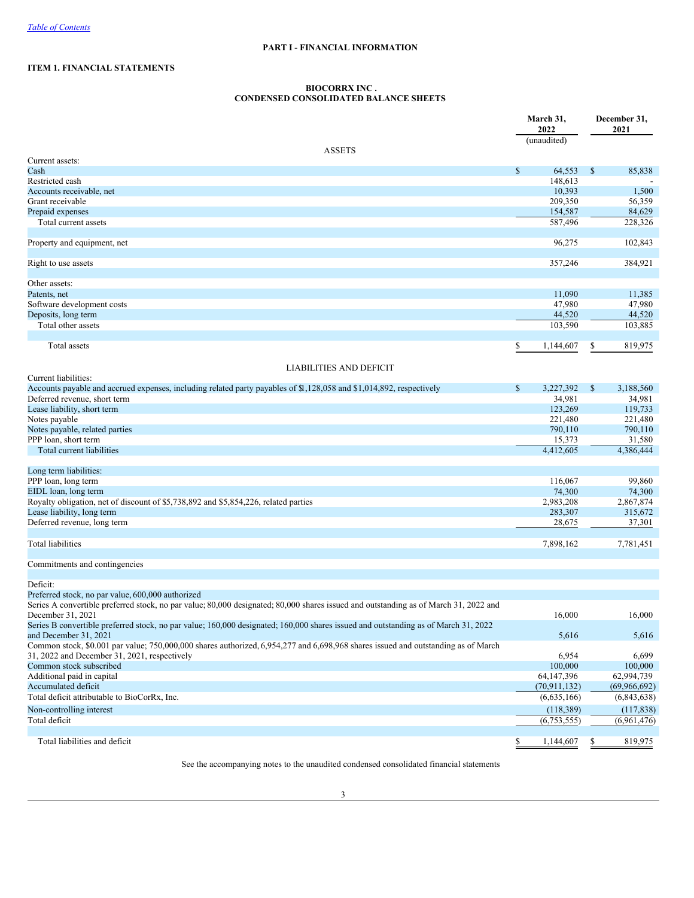*Table of Contents*

## PART I - FINANCIAL INFORMATION

### ITEM 1. FINANCIAL STATEMENTS

**BIOCORRX INC .**
**CONDENSED CONSOLIDATED BALANCE SHEETS**

| | March 31, 2022 (unaudited) | December 31, 2021 |
|---|---|---|
| **ASSETS** | | |
| Current assets: | | |
| Cash | $ 64,553 | $ 85,838 |
| Restricted cash | 148,613 | - |
| Accounts receivable, net | 10,393 | 1,500 |
| Grant receivable | 209,350 | 56,359 |
| Prepaid expenses | 154,587 | 84,629 |
| Total current assets | 587,496 | 228,326 |
| | | |
| Property and equipment, net | 96,275 | 102,843 |
| | | |
| Right to use assets | 357,246 | 384,921 |
| | | |
| Other assets: | | |
| Patents, net | 11,090 | 11,385 |
| Software development costs | 47,980 | 47,980 |
| Deposits, long term | 44,520 | 44,520 |
| Total other assets | 103,590 | 103,885 |
| | | |
| Total assets | $ 1,144,607 | $ 819,975 |
| **LIABILITIES AND DEFICIT** | | |
| Current liabilities: | | |
| Accounts payable and accrued expenses, including related party payables of $1,128,058 and $1,014,892, respectively | $ 3,227,392 | $ 3,188,560 |
| Deferred revenue, short term | 34,981 | 34,981 |
| Lease liability, short term | 123,269 | 119,733 |
| Notes payable | 221,480 | 221,480 |
| Notes payable, related parties | 790,110 | 790,110 |
| PPP loan, short term | 15,373 | 31,580 |
| Total current liabilities | 4,412,605 | 4,386,444 |
| | | |
| Long term liabilities: | | |
| PPP loan, long term | 116,067 | 99,860 |
| EIDL loan, long term | 74,300 | 74,300 |
| Royalty obligation, net of discount of $5,738,892 and $5,854,226, related parties | 2,983,208 | 2,867,874 |
| Lease liability, long term | 283,307 | 315,672 |
| Deferred revenue, long term | 28,675 | 37,301 |
| | | |
| Total liabilities | 7,898,162 | 7,781,451 |
| | | |
| Commitments and contingencies | | |
| | | |
| Deficit: | | |
| Preferred stock, no par value, 600,000 authorized | | |
| Series A convertible preferred stock, no par value; 80,000 designated; 80,000 shares issued and outstanding as of March 31, 2022 and December 31, 2021 | 16,000 | 16,000 |
| Series B convertible preferred stock, no par value; 160,000 designated; 160,000 shares issued and outstanding as of March 31, 2022 and December 31, 2021 | 5,616 | 5,616 |
| Common stock, $0.001 par value; 750,000,000 shares authorized, 6,954,277 and 6,698,968 shares issued and outstanding as of March 31, 2022 and December 31, 2021, respectively | 6,954 | 6,699 |
| Common stock subscribed | 100,000 | 100,000 |
| Additional paid in capital | 64,147,396 | 62,994,739 |
| Accumulated deficit | (70,911,132) | (69,966,692) |
| Total deficit attributable to BioCorRx, Inc. | (6,635,166) | (6,843,638) |
| Non-controlling interest | (118,389) | (117,838) |
| Total deficit | (6,753,555) | (6,961,476) |
| | | |
| Total liabilities and deficit | $ 1,144,607 | $ 819,975 |

See the accompanying notes to the unaudited condensed consolidated financial statements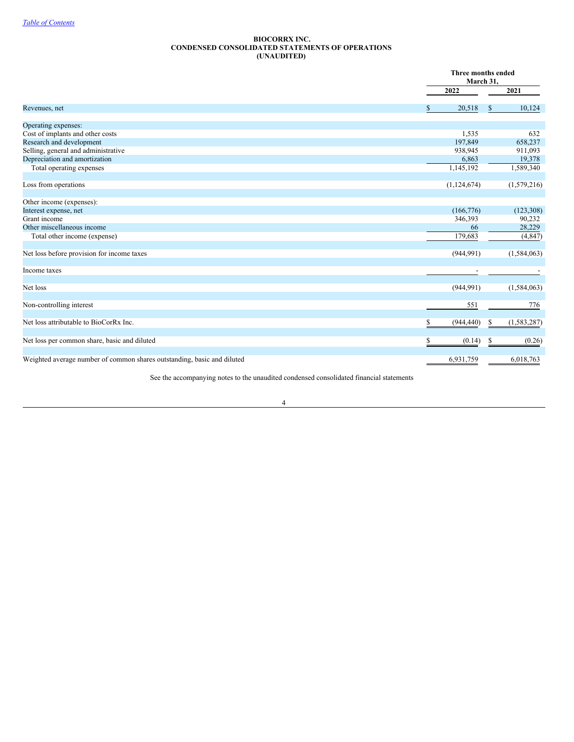[Table of Contents](#)

**BIOCORRX INC.**
**CONDENSED CONSOLIDATED STATEMENTS OF OPERATIONS**
**(UNAUDITED)**

| | Three months ended March 31, | |
|---|---|---|
| | 2022 | 2021 |
| Revenues, net | $ 20,518 | $ 10,124 |
| Operating expenses: | | |
| Cost of implants and other costs | 1,535 | 632 |
| Research and development | 197,849 | 658,237 |
| Selling, general and administrative | 938,945 | 911,093 |
| Depreciation and amortization | 6,863 | 19,378 |
| Total operating expenses | 1,145,192 | 1,589,340 |
| Loss from operations | (1,124,674) | (1,579,216) |
| Other income (expenses): | | |
| Interest expense, net | (166,776) | (123,308) |
| Grant income | 346,393 | 90,232 |
| Other miscellaneous income | 66 | 28,229 |
| Total other income (expense) | 179,683 | (4,847) |
| Net loss before provision for income taxes | (944,991) | (1,584,063) |
| Income taxes | - | - |
| Net loss | (944,991) | (1,584,063) |
| Non-controlling interest | 551 | 776 |
| Net loss attributable to BioCorRx Inc. | $ (944,440) | $ (1,583,287) |
| Net loss per common share, basic and diluted | $ (0.14) | $ (0.26) |
| Weighted average number of common shares outstanding, basic and diluted | 6,931,759 | 6,018,763 |

See the accompanying notes to the unaudited condensed consolidated financial statements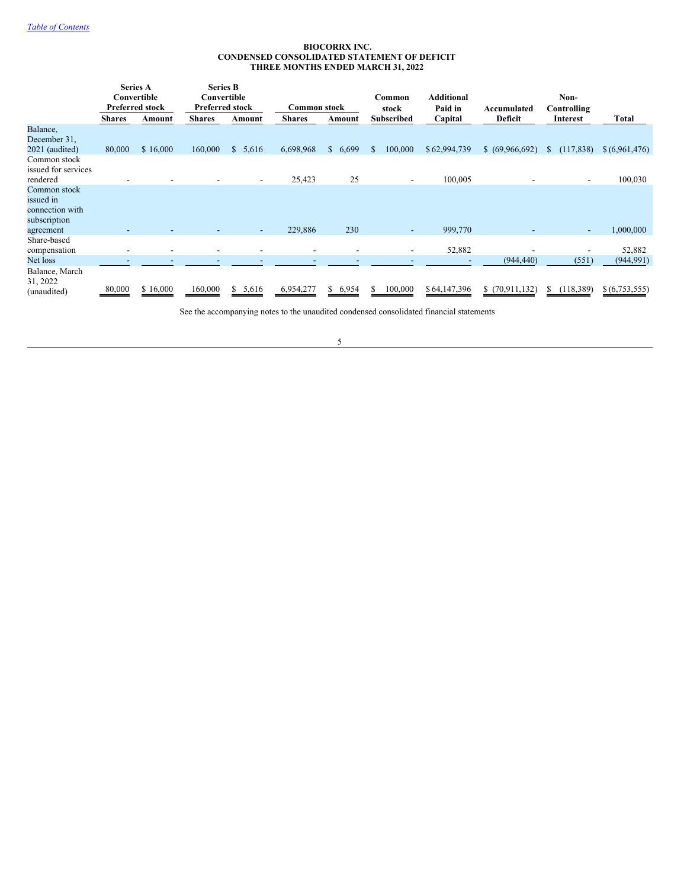[Table of Contents](#)

**BIOCORRX INC.**
**CONDENSED CONSOLIDATED STATEMENT OF DEFICIT**
**THREE MONTHS ENDED MARCH 31, 2022**

| | Series A Convertible Preferred stock | | Series B Convertible Preferred stock | | Common stock | | Common stock | Additional Paid in | Accumulated | Non-Controlling | |
|---|---|---|---|---|---|---|---|---|---|---|---|
| | Shares | Amount | Shares | Amount | Shares | Amount | Subscribed | Capital | Deficit | Interest | Total |
| Balance, December 31, 2021 (audited) | 80,000 | $ 16,000 | 160,000 | $ 5,616 | 6,698,968 | $ 6,699 | $ 100,000 | $ 62,994,739 | $ (69,966,692) | $ (117,838) | $ (6,961,476) |
| Common stock issued for services rendered | - | - | - | - | 25,423 | 25 | - | 100,005 | - | - | 100,030 |
| Common stock issued in connection with subscription agreement | - | - | - | - | 229,886 | 230 | - | 999,770 | - | - | 1,000,000 |
| Share-based compensation | - | - | - | - | - | - | - | 52,882 | - | - | 52,882 |
| Net loss | - | - | - | - | - | - | - | - | (944,440) | (551) | (944,991) |
| Balance, March 31, 2022 (unaudited) | 80,000 | $ 16,000 | 160,000 | $ 5,616 | 6,954,277 | $ 6,954 | $ 100,000 | $ 64,147,396 | $ (70,911,132) | $ (118,389) | $ (6,753,555) |

See the accompanying notes to the unaudited condensed consolidated financial statements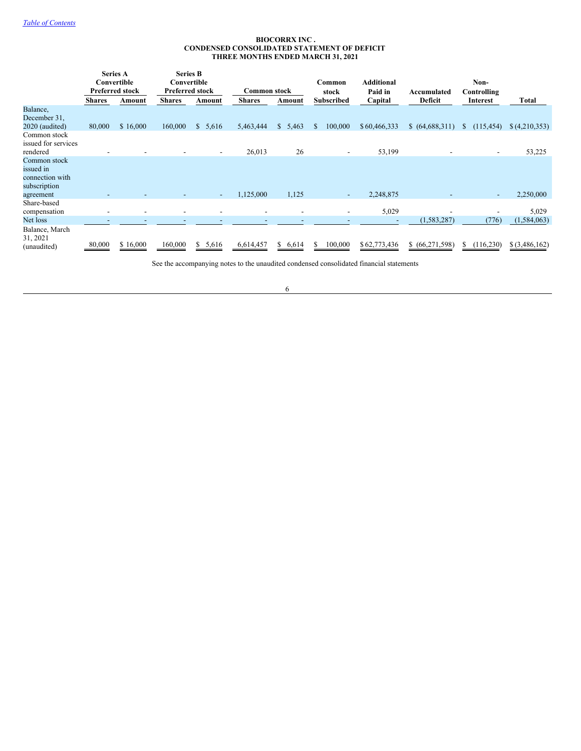*Table of Contents*

**BIOCORRX INC .**
**CONDENSED CONSOLIDATED STATEMENT OF DEFICIT**
**THREE MONTHS ENDED MARCH 31, 2021**

| | Series A Convertible Preferred stock | | Series B Convertible Preferred stock | | Common stock | | Common stock | Additional Paid in | Accumulated | Non-Controlling | |
|---|---|---|---|---|---|---|---|---|---|---|---|
| | **Shares** | **Amount** | **Shares** | **Amount** | **Shares** | **Amount** | **Subscribed** | **Capital** | **Deficit** | **Interest** | **Total** |
| Balance, December 31, 2020 (audited) | 80,000 | $ 16,000 | 160,000 | $ 5,616 | 5,463,444 | $ 5,463 | $ 100,000 | $ 60,466,333 | $ (64,688,311) | $ (115,454) | $ (4,210,353) |
| Common stock issued for services rendered | - | - | - | - | 26,013 | 26 | - | 53,199 | - | - | 53,225 |
| Common stock issued in connection with subscription agreement | - | - | - | - | 1,125,000 | 1,125 | - | 2,248,875 | - | - | 2,250,000 |
| Share-based compensation | - | - | - | - | - | - | - | 5,029 | - | - | 5,029 |
| Net loss | - | - | - | - | - | - | - | - | (1,583,287) | (776) | (1,584,063) |
| Balance, March 31, 2021 (unaudited) | 80,000 | $ 16,000 | 160,000 | $ 5,616 | 6,614,457 | $ 6,614 | $ 100,000 | $ 62,773,436 | $ (66,271,598) | $ (116,230) | $ (3,486,162) |

See the accompanying notes to the unaudited condensed consolidated financial statements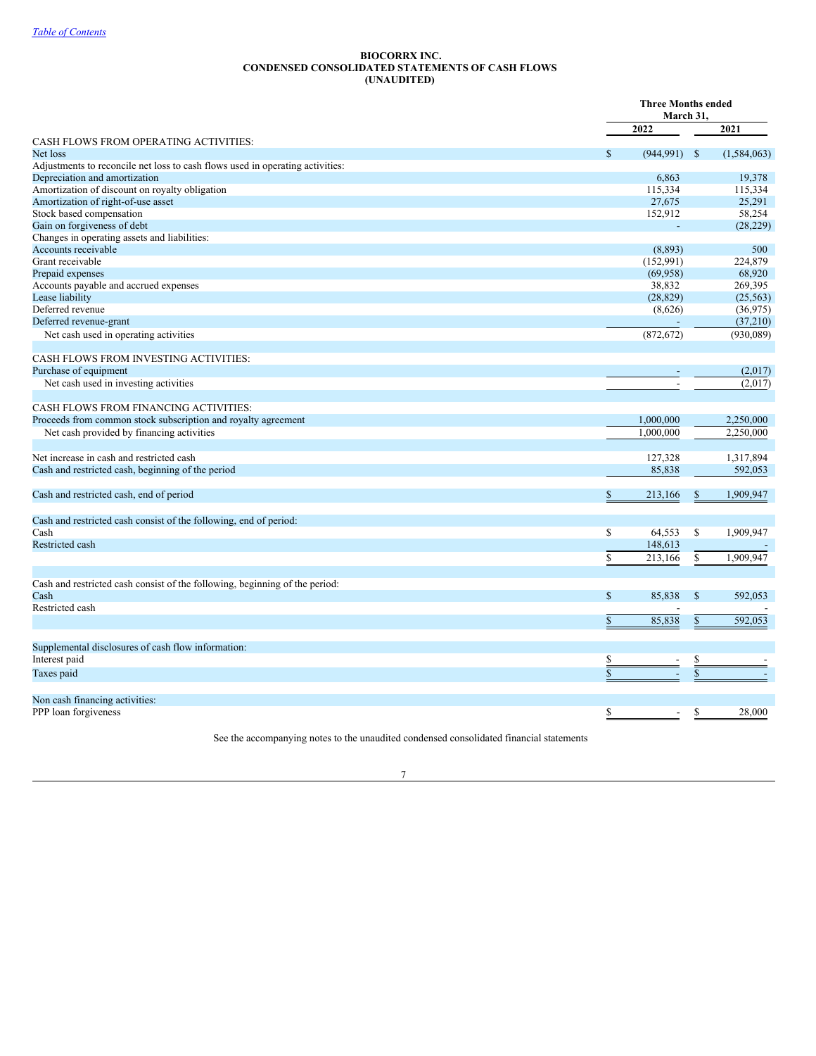[Table of Contents](#)

**BIOCORRX INC.**
**CONDENSED CONSOLIDATED STATEMENTS OF CASH FLOWS**
**(UNAUDITED)**

| | Three Months ended March 31, | |
|---|---|---|
| | 2022 | 2021 |
| CASH FLOWS FROM OPERATING ACTIVITIES: | | |
| Net loss | $ (944,991) | $ (1,584,063) |
| Adjustments to reconcile net loss to cash flows used in operating activities: | | |
| Depreciation and amortization | 6,863 | 19,378 |
| Amortization of discount on royalty obligation | 115,334 | 115,334 |
| Amortization of right-of-use asset | 27,675 | 25,291 |
| Stock based compensation | 152,912 | 58,254 |
| Gain on forgiveness of debt | - | (28,229) |
| Changes in operating assets and liabilities: | | |
| Accounts receivable | (8,893) | 500 |
| Grant receivable | (152,991) | 224,879 |
| Prepaid expenses | (69,958) | 68,920 |
| Accounts payable and accrued expenses | 38,832 | 269,395 |
| Lease liability | (28,829) | (25,563) |
| Deferred revenue | (8,626) | (36,975) |
| Deferred revenue-grant | - | (37,210) |
| Net cash used in operating activities | (872,672) | (930,089) |
| | | |
| CASH FLOWS FROM INVESTING ACTIVITIES: | | |
| Purchase of equipment | - | (2,017) |
| Net cash used in investing activities | - | (2,017) |
| | | |
| CASH FLOWS FROM FINANCING ACTIVITIES: | | |
| Proceeds from common stock subscription and royalty agreement | 1,000,000 | 2,250,000 |
| Net cash provided by financing activities | 1,000,000 | 2,250,000 |
| | | |
| Net increase in cash and restricted cash | 127,328 | 1,317,894 |
| Cash and restricted cash, beginning of the period | 85,838 | 592,053 |
| | | |
| Cash and restricted cash, end of period | $ 213,166 | $ 1,909,947 |
| | | |
| Cash and restricted cash consist of the following, end of period: | | |
| Cash | $ 64,553 | $ 1,909,947 |
| Restricted cash | 148,613 | - |
| | $ 213,166 | $ 1,909,947 |
| | | |
| Cash and restricted cash consist of the following, beginning of the period: | | |
| Cash | $ 85,838 | $ 592,053 |
| Restricted cash | - | - |
| | $ 85,838 | $ 592,053 |
| | | |
| Supplemental disclosures of cash flow information: | | |
| Interest paid | $ - | $ - |
| Taxes paid | $ - | $ - |
| | | |
| Non cash financing activities: | | |
| PPP loan forgiveness | $ - | $ 28,000 |

See the accompanying notes to the unaudited condensed consolidated financial statements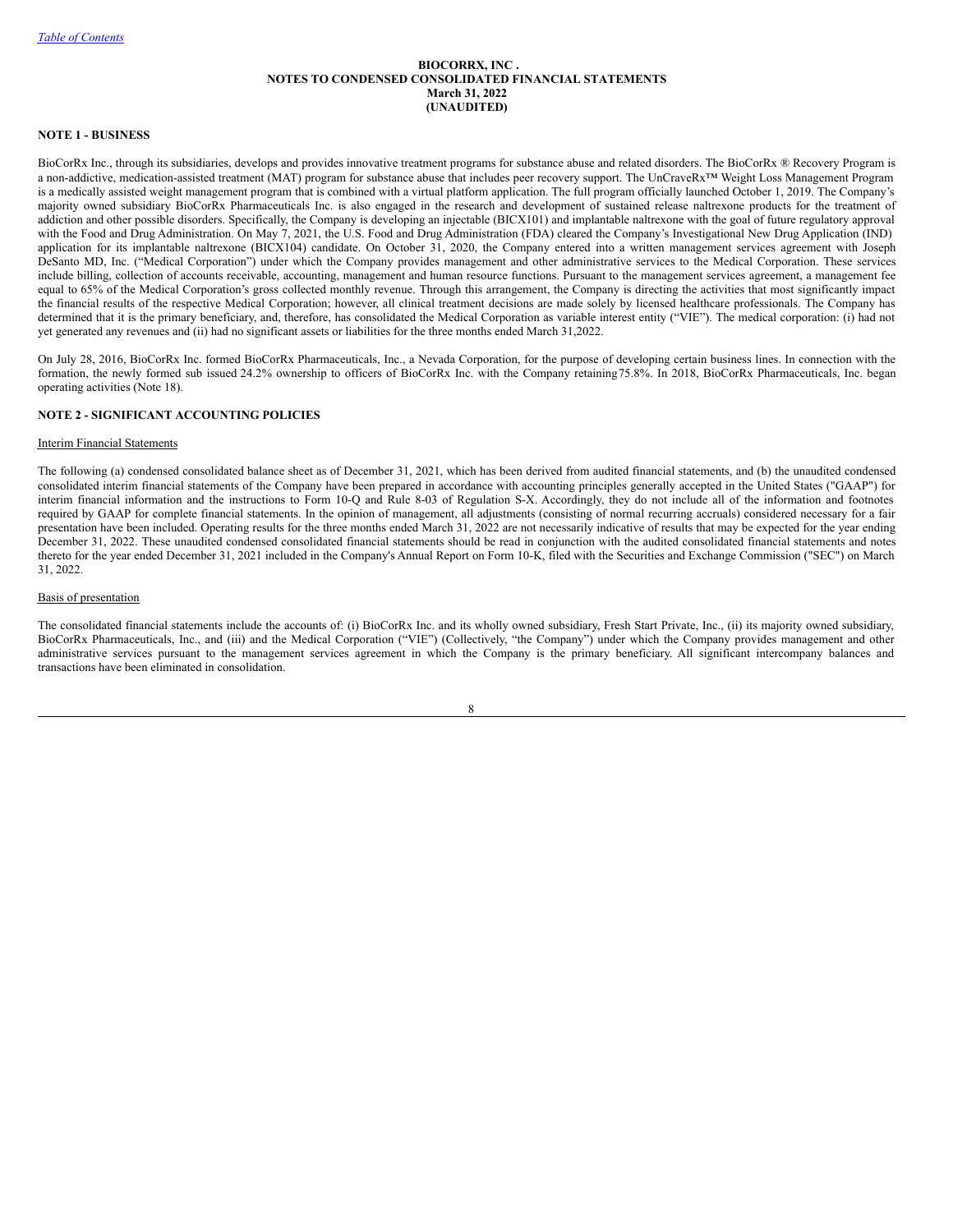**BIOCORRX, INC .**
**NOTES TO CONDENSED CONSOLIDATED FINANCIAL STATEMENTS**
**March 31, 2022**
**(UNAUDITED)**

**NOTE 1 - BUSINESS**

BioCorRx Inc., through its subsidiaries, develops and provides innovative treatment programs for substance abuse and related disorders. The BioCorRx ® Recovery Program is a non-addictive, medication-assisted treatment (MAT) program for substance abuse that includes peer recovery support. The UnCraveRx™ Weight Loss Management Program is a medically assisted weight management program that is combined with a virtual platform application. The full program officially launched October 1, 2019. The Company's majority owned subsidiary BioCorRx Pharmaceuticals Inc. is also engaged in the research and development of sustained release naltrexone products for the treatment of addiction and other possible disorders. Specifically, the Company is developing an injectable (BICX101) and implantable naltrexone with the goal of future regulatory approval with the Food and Drug Administration. On May 7, 2021, the U.S. Food and Drug Administration (FDA) cleared the Company's Investigational New Drug Application (IND) application for its implantable naltrexone (BICX104) candidate. On October 31, 2020, the Company entered into a written management services agreement with Joseph DeSanto MD, Inc. ("Medical Corporation") under which the Company provides management and other administrative services to the Medical Corporation. These services include billing, collection of accounts receivable, accounting, management and human resource functions. Pursuant to the management services agreement, a management fee equal to 65% of the Medical Corporation's gross collected monthly revenue. Through this arrangement, the Company is directing the activities that most significantly impact the financial results of the respective Medical Corporation; however, all clinical treatment decisions are made solely by licensed healthcare professionals. The Company has determined that it is the primary beneficiary, and, therefore, has consolidated the Medical Corporation as variable interest entity ("VIE"). The medical corporation: (i) had not yet generated any revenues and (ii) had no significant assets or liabilities for the three months ended March 31,2022.

On July 28, 2016, BioCorRx Inc. formed BioCorRx Pharmaceuticals, Inc., a Nevada Corporation, for the purpose of developing certain business lines. In connection with the formation, the newly formed sub issued 24.2% ownership to officers of BioCorRx Inc. with the Company retaining75.8%. In 2018, BioCorRx Pharmaceuticals, Inc. began operating activities (Note 18).

**NOTE 2 - SIGNIFICANT ACCOUNTING POLICIES**

Interim Financial Statements

The following (a) condensed consolidated balance sheet as of December 31, 2021, which has been derived from audited financial statements, and (b) the unaudited condensed consolidated interim financial statements of the Company have been prepared in accordance with accounting principles generally accepted in the United States ("GAAP") for interim financial information and the instructions to Form 10-Q and Rule 8-03 of Regulation S-X. Accordingly, they do not include all of the information and footnotes required by GAAP for complete financial statements. In the opinion of management, all adjustments (consisting of normal recurring accruals) considered necessary for a fair presentation have been included. Operating results for the three months ended March 31, 2022 are not necessarily indicative of results that may be expected for the year ending December 31, 2022. These unaudited condensed consolidated financial statements should be read in conjunction with the audited consolidated financial statements and notes thereto for the year ended December 31, 2021 included in the Company's Annual Report on Form 10-K, filed with the Securities and Exchange Commission ("SEC") on March 31, 2022.

Basis of presentation

The consolidated financial statements include the accounts of: (i) BioCorRx Inc. and its wholly owned subsidiary, Fresh Start Private, Inc., (ii) its majority owned subsidiary, BioCorRx Pharmaceuticals, Inc., and (iii) and the Medical Corporation ("VIE") (Collectively, "the Company") under which the Company provides management and other administrative services pursuant to the management services agreement in which the Company is the primary beneficiary. All significant intercompany balances and transactions have been eliminated in consolidation.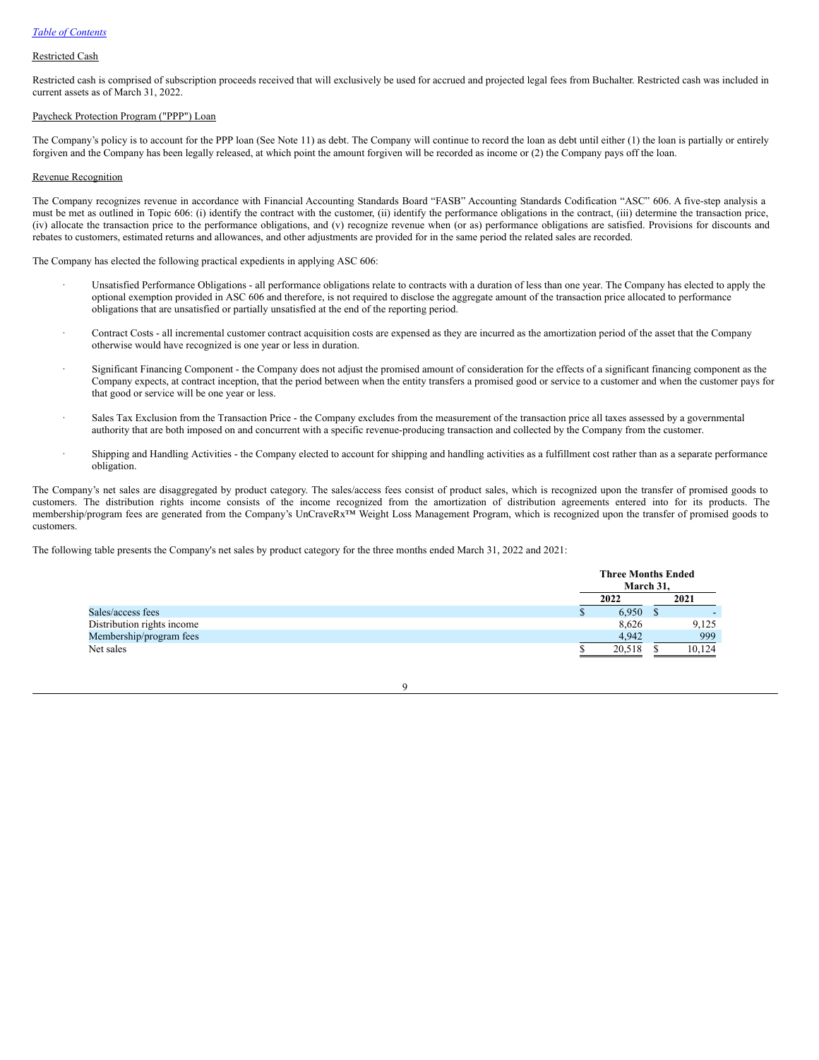Restricted Cash

Restricted cash is comprised of subscription proceeds received that will exclusively be used for accrued and projected legal fees from Buchalter. Restricted cash was included in current assets as of March 31, 2022.

Paycheck Protection Program ("PPP") Loan

The Company's policy is to account for the PPP loan (See Note 11) as debt. The Company will continue to record the loan as debt until either (1) the loan is partially or entirely forgiven and the Company has been legally released, at which point the amount forgiven will be recorded as income or (2) the Company pays off the loan.

Revenue Recognition

The Company recognizes revenue in accordance with Financial Accounting Standards Board "FASB" Accounting Standards Codification "ASC" 606. A five-step analysis a must be met as outlined in Topic 606: (i) identify the contract with the customer, (ii) identify the performance obligations in the contract, (iii) determine the transaction price, (iv) allocate the transaction price to the performance obligations, and (v) recognize revenue when (or as) performance obligations are satisfied. Provisions for discounts and rebates to customers, estimated returns and allowances, and other adjustments are provided for in the same period the related sales are recorded.

The Company has elected the following practical expedients in applying ASC 606:

- Unsatisfied Performance Obligations - all performance obligations relate to contracts with a duration of less than one year. The Company has elected to apply the optional exemption provided in ASC 606 and therefore, is not required to disclose the aggregate amount of the transaction price allocated to performance obligations that are unsatisfied or partially unsatisfied at the end of the reporting period.

- Contract Costs - all incremental customer contract acquisition costs are expensed as they are incurred as the amortization period of the asset that the Company otherwise would have recognized is one year or less in duration.

- Significant Financing Component - the Company does not adjust the promised amount of consideration for the effects of a significant financing component as the Company expects, at contract inception, that the period between when the entity transfers a promised good or service to a customer and when the customer pays for that good or service will be one year or less.

- Sales Tax Exclusion from the Transaction Price - the Company excludes from the measurement of the transaction price all taxes assessed by a governmental authority that are both imposed on and concurrent with a specific revenue-producing transaction and collected by the Company from the customer.

- Shipping and Handling Activities - the Company elected to account for shipping and handling activities as a fulfillment cost rather than as a separate performance obligation.

The Company's net sales are disaggregated by product category. The sales/access fees consist of product sales, which is recognized upon the transfer of promised goods to customers. The distribution rights income consists of the income recognized from the amortization of distribution agreements entered into for its products. The membership/program fees are generated from the Company's UnCraveRx™ Weight Loss Management Program, which is recognized upon the transfer of promised goods to customers.

The following table presents the Company's net sales by product category for the three months ended March 31, 2022 and 2021:

| | Three Months Ended March 31, | |
|---|---|---|
| | 2022 | 2021 |
| Sales/access fees | $ 6,950 | $ - |
| Distribution rights income | 8,626 | 9,125 |
| Membership/program fees | 4,942 | 999 |
| Net sales | $ 20,518 | $ 10,124 |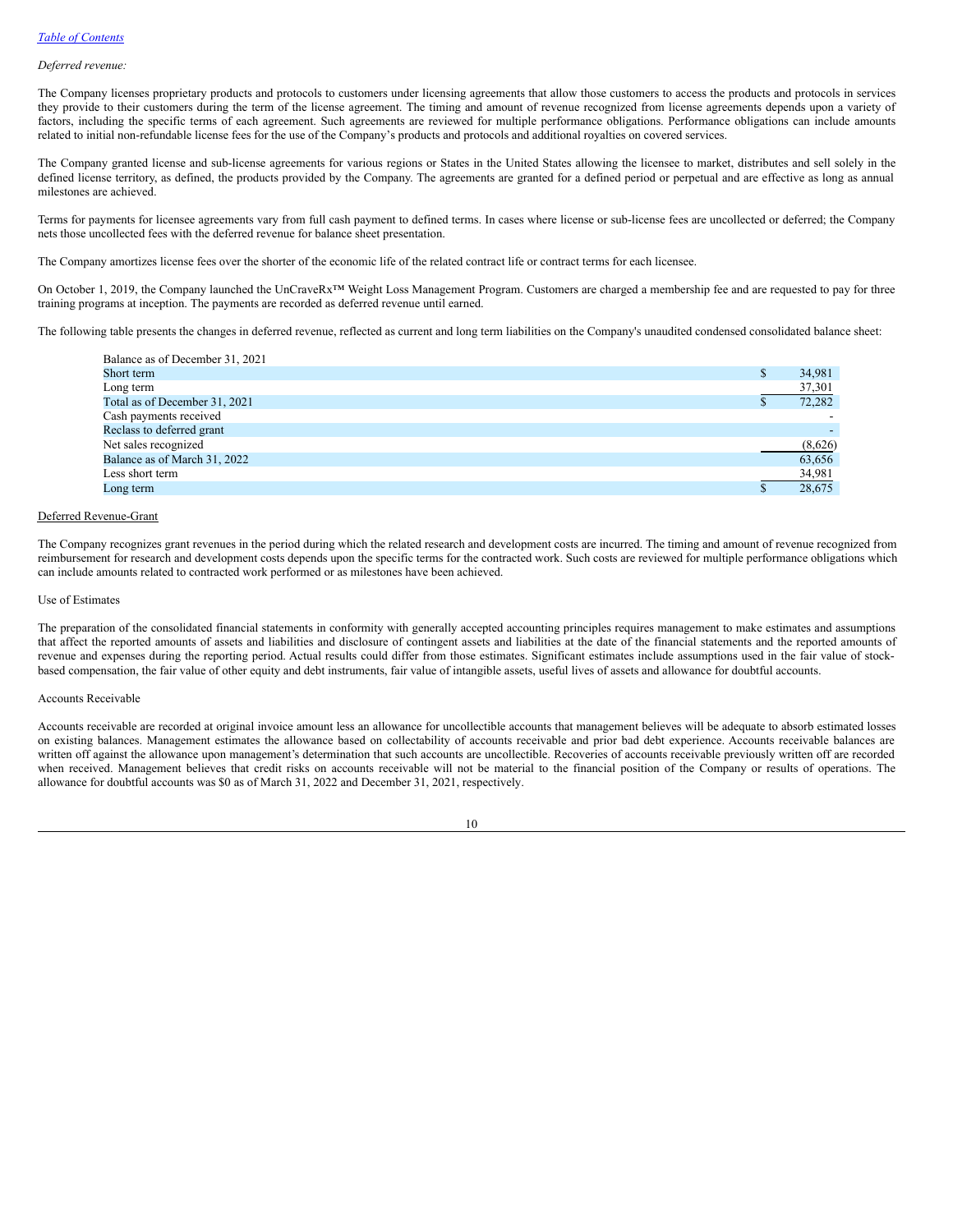*Deferred revenue:*

The Company licenses proprietary products and protocols to customers under licensing agreements that allow those customers to access the products and protocols in services they provide to their customers during the term of the license agreement. The timing and amount of revenue recognized from license agreements depends upon a variety of factors, including the specific terms of each agreement. Such agreements are reviewed for multiple performance obligations. Performance obligations can include amounts related to initial non-refundable license fees for the use of the Company's products and protocols and additional royalties on covered services.

The Company granted license and sub-license agreements for various regions or States in the United States allowing the licensee to market, distributes and sell solely in the defined license territory, as defined, the products provided by the Company. The agreements are granted for a defined period or perpetual and are effective as long as annual milestones are achieved.

Terms for payments for licensee agreements vary from full cash payment to defined terms. In cases where license or sub-license fees are uncollected or deferred; the Company nets those uncollected fees with the deferred revenue for balance sheet presentation.

The Company amortizes license fees over the shorter of the economic life of the related contract life or contract terms for each licensee.

On October 1, 2019, the Company launched the UnCraveRx™ Weight Loss Management Program. Customers are charged a membership fee and are requested to pay for three training programs at inception. The payments are recorded as deferred revenue until earned.

The following table presents the changes in deferred revenue, reflected as current and long term liabilities on the Company's unaudited condensed consolidated balance sheet:

| | | |
|---|---|---|
| Balance as of December 31, 2021 | | |
| Short term | $ | 34,981 |
| Long term | | 37,301 |
| Total as of December 31, 2021 | $ | 72,282 |
| Cash payments received | | - |
| Reclass to deferred grant | | - |
| Net sales recognized | | (8,626) |
| Balance as of March 31, 2022 | | 63,656 |
| Less short term | | 34,981 |
| Long term | $ | 28,675 |

Deferred Revenue-Grant

The Company recognizes grant revenues in the period during which the related research and development costs are incurred. The timing and amount of revenue recognized from reimbursement for research and development costs depends upon the specific terms for the contracted work. Such costs are reviewed for multiple performance obligations which can include amounts related to contracted work performed or as milestones have been achieved.

Use of Estimates

The preparation of the consolidated financial statements in conformity with generally accepted accounting principles requires management to make estimates and assumptions that affect the reported amounts of assets and liabilities and disclosure of contingent assets and liabilities at the date of the financial statements and the reported amounts of revenue and expenses during the reporting period. Actual results could differ from those estimates. Significant estimates include assumptions used in the fair value of stock-based compensation, the fair value of other equity and debt instruments, fair value of intangible assets, useful lives of assets and allowance for doubtful accounts.

Accounts Receivable

Accounts receivable are recorded at original invoice amount less an allowance for uncollectible accounts that management believes will be adequate to absorb estimated losses on existing balances. Management estimates the allowance based on collectability of accounts receivable and prior bad debt experience. Accounts receivable balances are written off against the allowance upon management's determination that such accounts are uncollectible. Recoveries of accounts receivable previously written off are recorded when received. Management believes that credit risks on accounts receivable will not be material to the financial position of the Company or results of operations. The allowance for doubtful accounts was $0 as of March 31, 2022 and December 31, 2021, respectively.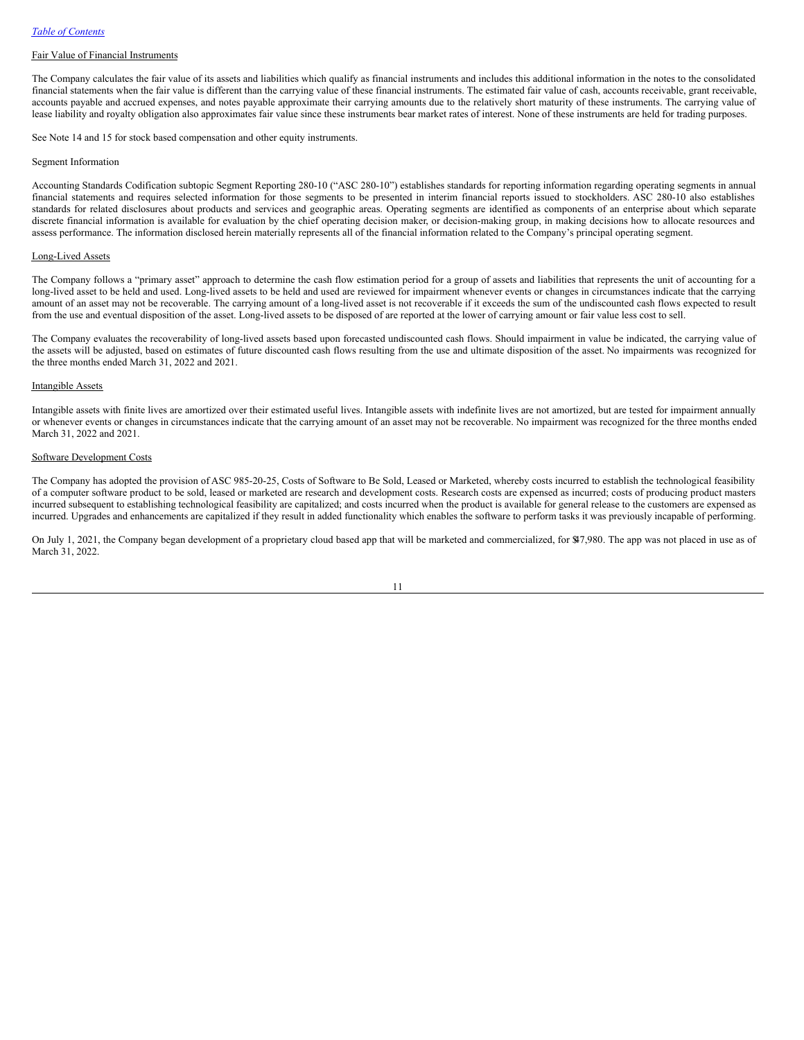Fair Value of Financial Instruments

The Company calculates the fair value of its assets and liabilities which qualify as financial instruments and includes this additional information in the notes to the consolidated financial statements when the fair value is different than the carrying value of these financial instruments. The estimated fair value of cash, accounts receivable, grant receivable, accounts payable and accrued expenses, and notes payable approximate their carrying amounts due to the relatively short maturity of these instruments. The carrying value of lease liability and royalty obligation also approximates fair value since these instruments bear market rates of interest. None of these instruments are held for trading purposes.

See Note 14 and 15 for stock based compensation and other equity instruments.

Segment Information

Accounting Standards Codification subtopic Segment Reporting 280-10 ("ASC 280-10") establishes standards for reporting information regarding operating segments in annual financial statements and requires selected information for those segments to be presented in interim financial reports issued to stockholders. ASC 280-10 also establishes standards for related disclosures about products and services and geographic areas. Operating segments are identified as components of an enterprise about which separate discrete financial information is available for evaluation by the chief operating decision maker, or decision-making group, in making decisions how to allocate resources and assess performance. The information disclosed herein materially represents all of the financial information related to the Company's principal operating segment.

Long-Lived Assets

The Company follows a "primary asset" approach to determine the cash flow estimation period for a group of assets and liabilities that represents the unit of accounting for a long-lived asset to be held and used. Long-lived assets to be held and used are reviewed for impairment whenever events or changes in circumstances indicate that the carrying amount of an asset may not be recoverable. The carrying amount of a long-lived asset is not recoverable if it exceeds the sum of the undiscounted cash flows expected to result from the use and eventual disposition of the asset. Long-lived assets to be disposed of are reported at the lower of carrying amount or fair value less cost to sell.

The Company evaluates the recoverability of long-lived assets based upon forecasted undiscounted cash flows. Should impairment in value be indicated, the carrying value of the assets will be adjusted, based on estimates of future discounted cash flows resulting from the use and ultimate disposition of the asset. No impairments was recognized for the three months ended March 31, 2022 and 2021.

Intangible Assets

Intangible assets with finite lives are amortized over their estimated useful lives. Intangible assets with indefinite lives are not amortized, but are tested for impairment annually or whenever events or changes in circumstances indicate that the carrying amount of an asset may not be recoverable. No impairment was recognized for the three months ended March 31, 2022 and 2021.

Software Development Costs

The Company has adopted the provision of ASC 985-20-25, Costs of Software to Be Sold, Leased or Marketed, whereby costs incurred to establish the technological feasibility of a computer software product to be sold, leased or marketed are research and development costs. Research costs are expensed as incurred; costs of producing product masters incurred subsequent to establishing technological feasibility are capitalized; and costs incurred when the product is available for general release to the customers are expensed as incurred. Upgrades and enhancements are capitalized if they result in added functionality which enables the software to perform tasks it was previously incapable of performing.

On July 1, 2021, the Company began development of a proprietary cloud based app that will be marketed and commercialized, for $47,980. The app was not placed in use as of March 31, 2022.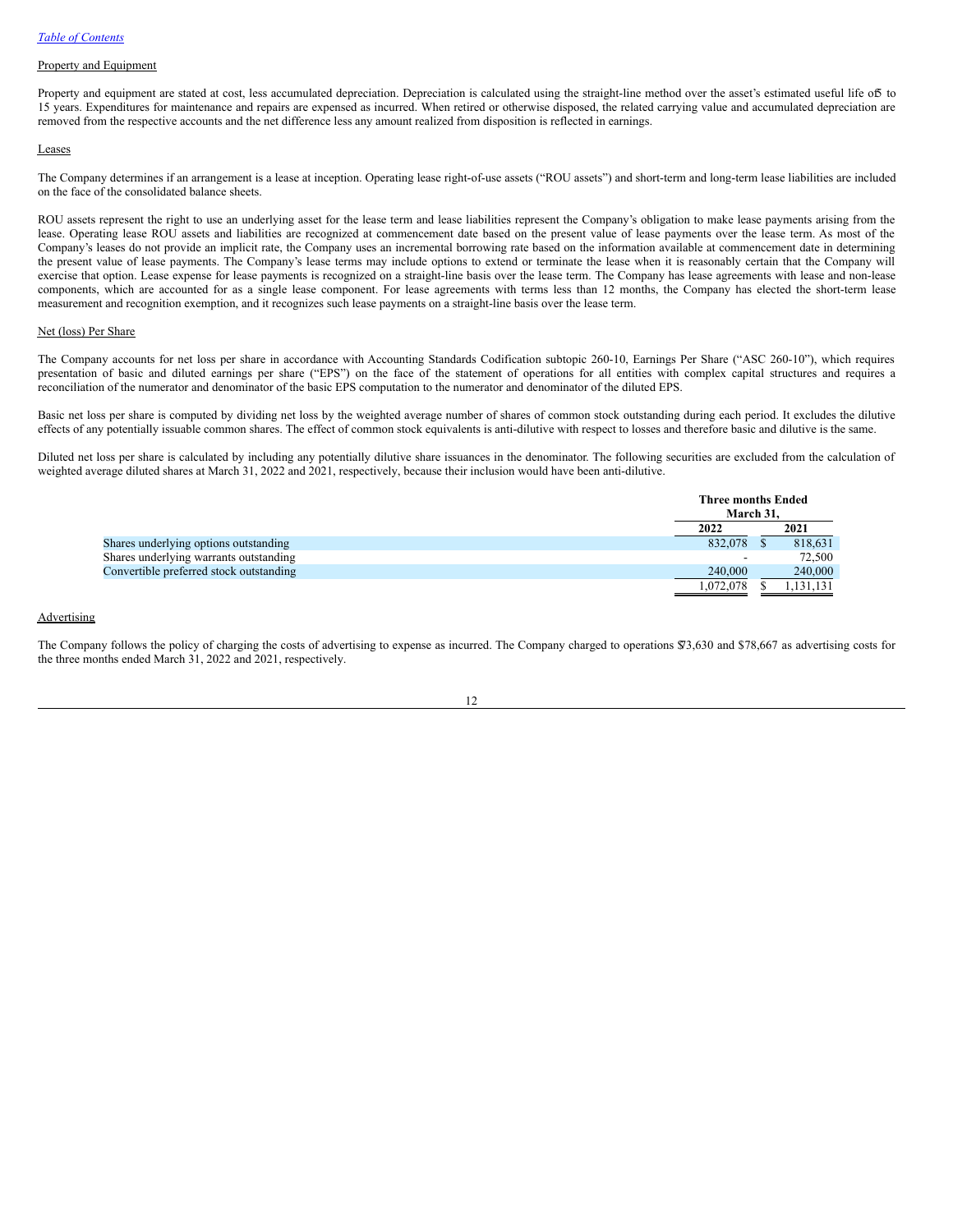[Table of Contents](#)

Property and Equipment

Property and equipment are stated at cost, less accumulated depreciation. Depreciation is calculated using the straight-line method over the asset's estimated useful life of 5 to 15 years. Expenditures for maintenance and repairs are expensed as incurred. When retired or otherwise disposed, the related carrying value and accumulated depreciation are removed from the respective accounts and the net difference less any amount realized from disposition is reflected in earnings.

Leases

The Company determines if an arrangement is a lease at inception. Operating lease right-of-use assets ("ROU assets") and short-term and long-term lease liabilities are included on the face of the consolidated balance sheets.

ROU assets represent the right to use an underlying asset for the lease term and lease liabilities represent the Company's obligation to make lease payments arising from the lease. Operating lease ROU assets and liabilities are recognized at commencement date based on the present value of lease payments over the lease term. As most of the Company's leases do not provide an implicit rate, the Company uses an incremental borrowing rate based on the information available at commencement date in determining the present value of lease payments. The Company's lease terms may include options to extend or terminate the lease when it is reasonably certain that the Company will exercise that option. Lease expense for lease payments is recognized on a straight-line basis over the lease term. The Company has lease agreements with lease and non-lease components, which are accounted for as a single lease component. For lease agreements with terms less than 12 months, the Company has elected the short-term lease measurement and recognition exemption, and it recognizes such lease payments on a straight-line basis over the lease term.

Net (loss) Per Share

The Company accounts for net loss per share in accordance with Accounting Standards Codification subtopic 260-10, Earnings Per Share ("ASC 260-10"), which requires presentation of basic and diluted earnings per share ("EPS") on the face of the statement of operations for all entities with complex capital structures and requires a reconciliation of the numerator and denominator of the basic EPS computation to the numerator and denominator of the diluted EPS.

Basic net loss per share is computed by dividing net loss by the weighted average number of shares of common stock outstanding during each period. It excludes the dilutive effects of any potentially issuable common shares. The effect of common stock equivalents is anti-dilutive with respect to losses and therefore basic and dilutive is the same.

Diluted net loss per share is calculated by including any potentially dilutive share issuances in the denominator. The following securities are excluded from the calculation of weighted average diluted shares at March 31, 2022 and 2021, respectively, because their inclusion would have been anti-dilutive.

| | Three months Ended March 31, | |
|---|---|---|
| | 2022 | 2021 |
| Shares underlying options outstanding | 832,078 | $ 818,631 |
| Shares underlying warrants outstanding | - | 72,500 |
| Convertible preferred stock outstanding | 240,000 | 240,000 |
| | 1,072,078 | $ 1,131,131 |

Advertising

The Company follows the policy of charging the costs of advertising to expense as incurred. The Company charged to operations $73,630 and $78,667 as advertising costs for the three months ended March 31, 2022 and 2021, respectively.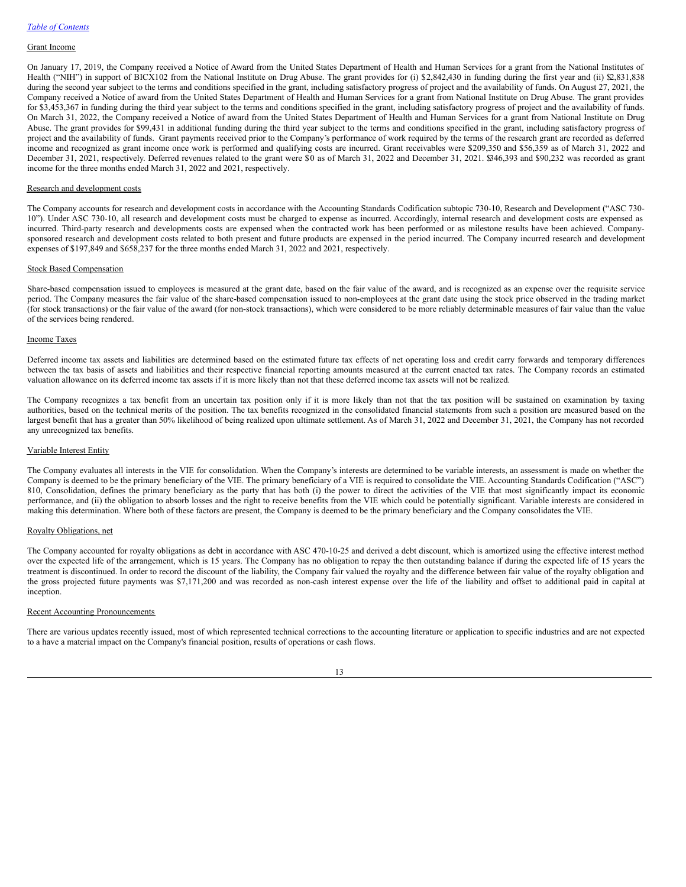Grant Income

On January 17, 2019, the Company received a Notice of Award from the United States Department of Health and Human Services for a grant from the National Institutes of Health ("NIH") in support of BICX102 from the National Institute on Drug Abuse. The grant provides for (i) $2,842,430 in funding during the first year and (ii) $2,831,838 during the second year subject to the terms and conditions specified in the grant, including satisfactory progress of project and the availability of funds. On August 27, 2021, the Company received a Notice of award from the United States Department of Health and Human Services for a grant from National Institute on Drug Abuse. The grant provides for $3,453,367 in funding during the third year subject to the terms and conditions specified in the grant, including satisfactory progress of project and the availability of funds. On March 31, 2022, the Company received a Notice of award from the United States Department of Health and Human Services for a grant from National Institute on Drug Abuse. The grant provides for $99,431 in additional funding during the third year subject to the terms and conditions specified in the grant, including satisfactory progress of project and the availability of funds. Grant payments received prior to the Company's performance of work required by the terms of the research grant are recorded as deferred income and recognized as grant income once work is performed and qualifying costs are incurred. Grant receivables were $209,350 and $56,359 as of March 31, 2022 and December 31, 2021, respectively. Deferred revenues related to the grant were $0 as of March 31, 2022 and December 31, 2021. $346,393 and $90,232 was recorded as grant income for the three months ended March 31, 2022 and 2021, respectively.

Research and development costs

The Company accounts for research and development costs in accordance with the Accounting Standards Codification subtopic 730-10, Research and Development ("ASC 730-10"). Under ASC 730-10, all research and development costs must be charged to expense as incurred. Accordingly, internal research and development costs are expensed as incurred. Third-party research and developments costs are expensed when the contracted work has been performed or as milestone results have been achieved. Company-sponsored research and development costs related to both present and future products are expensed in the period incurred. The Company incurred research and development expenses of $197,849 and $658,237 for the three months ended March 31, 2022 and 2021, respectively.

Stock Based Compensation

Share-based compensation issued to employees is measured at the grant date, based on the fair value of the award, and is recognized as an expense over the requisite service period. The Company measures the fair value of the share-based compensation issued to non-employees at the grant date using the stock price observed in the trading market (for stock transactions) or the fair value of the award (for non-stock transactions), which were considered to be more reliably determinable measures of fair value than the value of the services being rendered.

Income Taxes

Deferred income tax assets and liabilities are determined based on the estimated future tax effects of net operating loss and credit carry forwards and temporary differences between the tax basis of assets and liabilities and their respective financial reporting amounts measured at the current enacted tax rates. The Company records an estimated valuation allowance on its deferred income tax assets if it is more likely than not that these deferred income tax assets will not be realized.

The Company recognizes a tax benefit from an uncertain tax position only if it is more likely than not that the tax position will be sustained on examination by taxing authorities, based on the technical merits of the position. The tax benefits recognized in the consolidated financial statements from such a position are measured based on the largest benefit that has a greater than 50% likelihood of being realized upon ultimate settlement. As of March 31, 2022 and December 31, 2021, the Company has not recorded any unrecognized tax benefits.

Variable Interest Entity

The Company evaluates all interests in the VIE for consolidation. When the Company's interests are determined to be variable interests, an assessment is made on whether the Company is deemed to be the primary beneficiary of the VIE. The primary beneficiary of a VIE is required to consolidate the VIE. Accounting Standards Codification ("ASC") 810, Consolidation, defines the primary beneficiary as the party that has both (i) the power to direct the activities of the VIE that most significantly impact its economic performance, and (ii) the obligation to absorb losses and the right to receive benefits from the VIE which could be potentially significant. Variable interests are considered in making this determination. Where both of these factors are present, the Company is deemed to be the primary beneficiary and the Company consolidates the VIE.

Royalty Obligations, net

The Company accounted for royalty obligations as debt in accordance with ASC 470-10-25 and derived a debt discount, which is amortized using the effective interest method over the expected life of the arrangement, which is 15 years. The Company has no obligation to repay the then outstanding balance if during the expected life of 15 years the treatment is discontinued. In order to record the discount of the liability, the Company fair valued the royalty and the difference between fair value of the royalty obligation and the gross projected future payments was $7,171,200 and was recorded as non-cash interest expense over the life of the liability and offset to additional paid in capital at inception.

Recent Accounting Pronouncements

There are various updates recently issued, most of which represented technical corrections to the accounting literature or application to specific industries and are not expected to a have a material impact on the Company's financial position, results of operations or cash flows.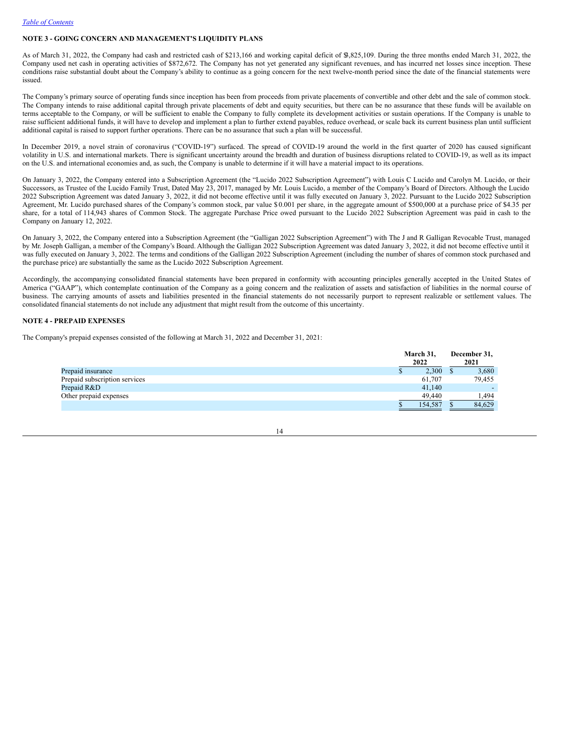## NOTE 3 - GOING CONCERN AND MANAGEMENT'S LIQUIDITY PLANS

As of March 31, 2022, the Company had cash and restricted cash of $213,166 and working capital deficit of $3,825,109. During the three months ended March 31, 2022, the Company used net cash in operating activities of $872,672. The Company has not yet generated any significant revenues, and has incurred net losses since inception. These conditions raise substantial doubt about the Company's ability to continue as a going concern for the next twelve-month period since the date of the financial statements were issued.

The Company's primary source of operating funds since inception has been from proceeds from private placements of convertible and other debt and the sale of common stock. The Company intends to raise additional capital through private placements of debt and equity securities, but there can be no assurance that these funds will be available on terms acceptable to the Company, or will be sufficient to enable the Company to fully complete its development activities or sustain operations. If the Company is unable to raise sufficient additional funds, it will have to develop and implement a plan to further extend payables, reduce overhead, or scale back its current business plan until sufficient additional capital is raised to support further operations. There can be no assurance that such a plan will be successful.

In December 2019, a novel strain of coronavirus ("COVID-19") surfaced. The spread of COVID-19 around the world in the first quarter of 2020 has caused significant volatility in U.S. and international markets. There is significant uncertainty around the breadth and duration of business disruptions related to COVID-19, as well as its impact on the U.S. and international economies and, as such, the Company is unable to determine if it will have a material impact to its operations.

On January 3, 2022, the Company entered into a Subscription Agreement (the "Lucido 2022 Subscription Agreement") with Louis C Lucido and Carolyn M. Lucido, or their Successors, as Trustee of the Lucido Family Trust, Dated May 23, 2017, managed by Mr. Louis Lucido, a member of the Company's Board of Directors. Although the Lucido 2022 Subscription Agreement was dated January 3, 2022, it did not become effective until it was fully executed on January 3, 2022. Pursuant to the Lucido 2022 Subscription Agreement, Mr. Lucido purchased shares of the Company's common stock, par value $0.001 per share, in the aggregate amount of $500,000 at a purchase price of $4.35 per share, for a total of 114,943 shares of Common Stock. The aggregate Purchase Price owed pursuant to the Lucido 2022 Subscription Agreement was paid in cash to the Company on January 12, 2022.

On January 3, 2022, the Company entered into a Subscription Agreement (the "Galligan 2022 Subscription Agreement") with The J and R Galligan Revocable Trust, managed by Mr. Joseph Galligan, a member of the Company's Board. Although the Galligan 2022 Subscription Agreement was dated January 3, 2022, it did not become effective until it was fully executed on January 3, 2022. The terms and conditions of the Galligan 2022 Subscription Agreement (including the number of shares of common stock purchased and the purchase price) are substantially the same as the Lucido 2022 Subscription Agreement.

Accordingly, the accompanying consolidated financial statements have been prepared in conformity with accounting principles generally accepted in the United States of America ("GAAP"), which contemplate continuation of the Company as a going concern and the realization of assets and satisfaction of liabilities in the normal course of business. The carrying amounts of assets and liabilities presented in the financial statements do not necessarily purport to represent realizable or settlement values. The consolidated financial statements do not include any adjustment that might result from the outcome of this uncertainty.

## NOTE 4 - PREPAID EXPENSES

The Company's prepaid expenses consisted of the following at March 31, 2022 and December 31, 2021:

| | March 31, 2022 | December 31, 2021 |
|---|---|---|
| Prepaid insurance | $ 2,300 | $ 3,680 |
| Prepaid subscription services | 61,707 | 79,455 |
| Prepaid R&D | 41,140 | - |
| Other prepaid expenses | 49,440 | 1,494 |
| | $ 154,587 | $ 84,629 |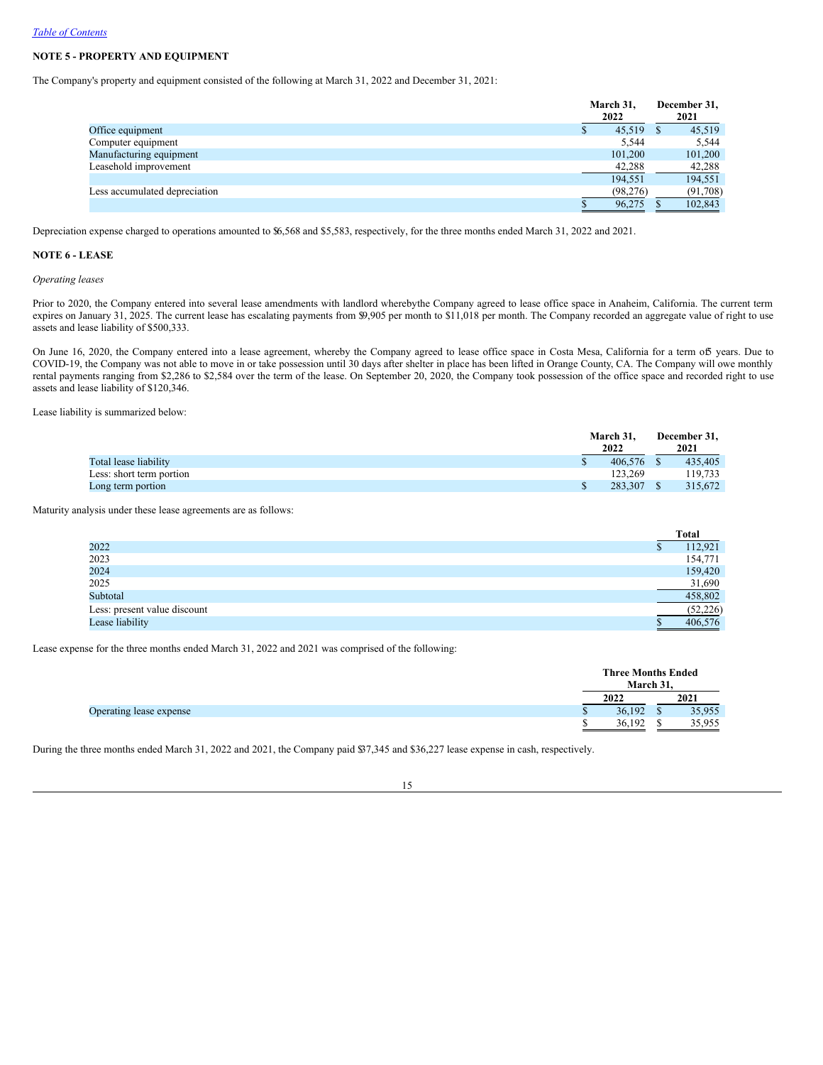[Table of Contents](#)

**NOTE 5 - PROPERTY AND EQUIPMENT**

The Company's property and equipment consisted of the following at March 31, 2022 and December 31, 2021:

| | March 31, 2022 | December 31, 2021 |
|---|---|---|
| Office equipment | $ 45,519 | $ 45,519 |
| Computer equipment | 5,544 | 5,544 |
| Manufacturing equipment | 101,200 | 101,200 |
| Leasehold improvement | 42,288 | 42,288 |
| | 194,551 | 194,551 |
| Less accumulated depreciation | (98,276) | (91,708) |
| | $ 96,275 | $ 102,843 |

Depreciation expense charged to operations amounted to $6,568 and $5,583, respectively, for the three months ended March 31, 2022 and 2021.

**NOTE 6 - LEASE**

*Operating leases*

Prior to 2020, the Company entered into several lease amendments with landlord wherebythe Company agreed to lease office space in Anaheim, California. The current term expires on January 31, 2025. The current lease has escalating payments from $9,905 per month to $11,018 per month. The Company recorded an aggregate value of right to use assets and lease liability of $500,333.

On June 16, 2020, the Company entered into a lease agreement, whereby the Company agreed to lease office space in Costa Mesa, California for a term of 5 years. Due to COVID-19, the Company was not able to move in or take possession until 30 days after shelter in place has been lifted in Orange County, CA. The Company will owe monthly rental payments ranging from $2,286 to $2,584 over the term of the lease. On September 20, 2020, the Company took possession of the office space and recorded right to use assets and lease liability of $120,346.

Lease liability is summarized below:

| | March 31, 2022 | December 31, 2021 |
|---|---|---|
| Total lease liability | $ 406,576 | $ 435,405 |
| Less: short term portion | 123,269 | 119,733 |
| Long term portion | $ 283,307 | $ 315,672 |

Maturity analysis under these lease agreements are as follows:

| | Total |
|---|---|
| 2022 | $ 112,921 |
| 2023 | 154,771 |
| 2024 | 159,420 |
| 2025 | 31,690 |
| Subtotal | 458,802 |
| Less: present value discount | (52,226) |
| Lease liability | $ 406,576 |

Lease expense for the three months ended March 31, 2022 and 2021 was comprised of the following:

| | Three Months Ended March 31, 2022 | Three Months Ended March 31, 2021 |
|---|---|---|
| Operating lease expense | $ 36,192 | $ 35,955 |
| | $ 36,192 | $ 35,955 |

During the three months ended March 31, 2022 and 2021, the Company paid $37,345 and $36,227 lease expense in cash, respectively.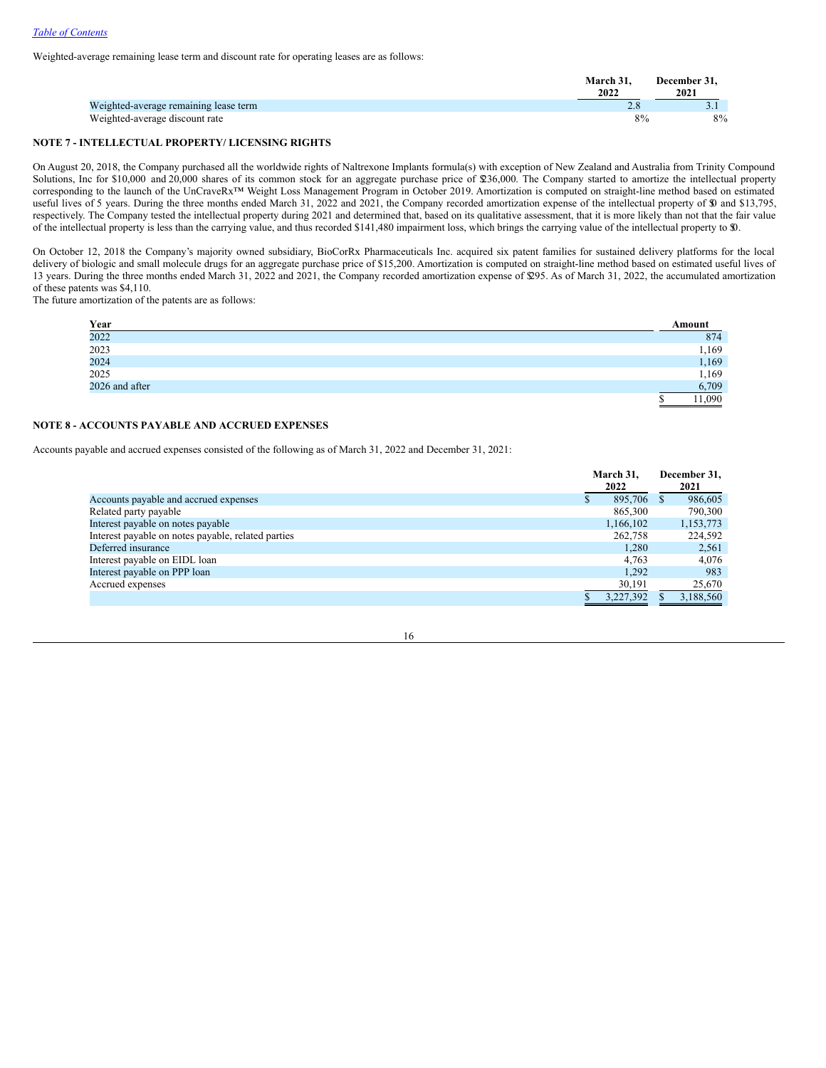Weighted-average remaining lease term and discount rate for operating leases are as follows:

| | March 31, 2022 | December 31, 2021 |
|---|---|---|
| Weighted-average remaining lease term | 2.8 | 3.1 |
| Weighted-average discount rate | 8% | 8% |

## NOTE 7 - INTELLECTUAL PROPERTY/ LICENSING RIGHTS

On August 20, 2018, the Company purchased all the worldwide rights of Naltrexone Implants formula(s) with exception of New Zealand and Australia from Trinity Compound Solutions, Inc for $10,000 and 20,000 shares of its common stock for an aggregate purchase price of $236,000. The Company started to amortize the intellectual property corresponding to the launch of the UnCraveRx™ Weight Loss Management Program in October 2019. Amortization is computed on straight-line method based on estimated useful lives of 5 years. During the three months ended March 31, 2022 and 2021, the Company recorded amortization expense of the intellectual property of $0 and $13,795, respectively. The Company tested the intellectual property during 2021 and determined that, based on its qualitative assessment, that it is more likely than not that the fair value of the intellectual property is less than the carrying value, and thus recorded $141,480 impairment loss, which brings the carrying value of the intellectual property to $0.

On October 12, 2018 the Company's majority owned subsidiary, BioCorRx Pharmaceuticals Inc. acquired six patent families for sustained delivery platforms for the local delivery of biologic and small molecule drugs for an aggregate purchase price of $15,200. Amortization is computed on straight-line method based on estimated useful lives of 13 years. During the three months ended March 31, 2022 and 2021, the Company recorded amortization expense of $295. As of March 31, 2022, the accumulated amortization of these patents was $4,110.

The future amortization of the patents are as follows:

| Year | Amount |
|---|---|
| 2022 | 874 |
| 2023 | 1,169 |
| 2024 | 1,169 |
| 2025 | 1,169 |
| 2026 and after | 6,709 |
| | $ 11,090 |

## NOTE 8 - ACCOUNTS PAYABLE AND ACCRUED EXPENSES

Accounts payable and accrued expenses consisted of the following as of March 31, 2022 and December 31, 2021:

| | March 31, 2022 | December 31, 2021 |
|---|---|---|
| Accounts payable and accrued expenses | $ 895,706 | $ 986,605 |
| Related party payable | 865,300 | 790,300 |
| Interest payable on notes payable | 1,166,102 | 1,153,773 |
| Interest payable on notes payable, related parties | 262,758 | 224,592 |
| Deferred insurance | 1,280 | 2,561 |
| Interest payable on EIDL loan | 4,763 | 4,076 |
| Interest payable on PPP loan | 1,292 | 983 |
| Accrued expenses | 30,191 | 25,670 |
| | $ 3,227,392 | $ 3,188,560 |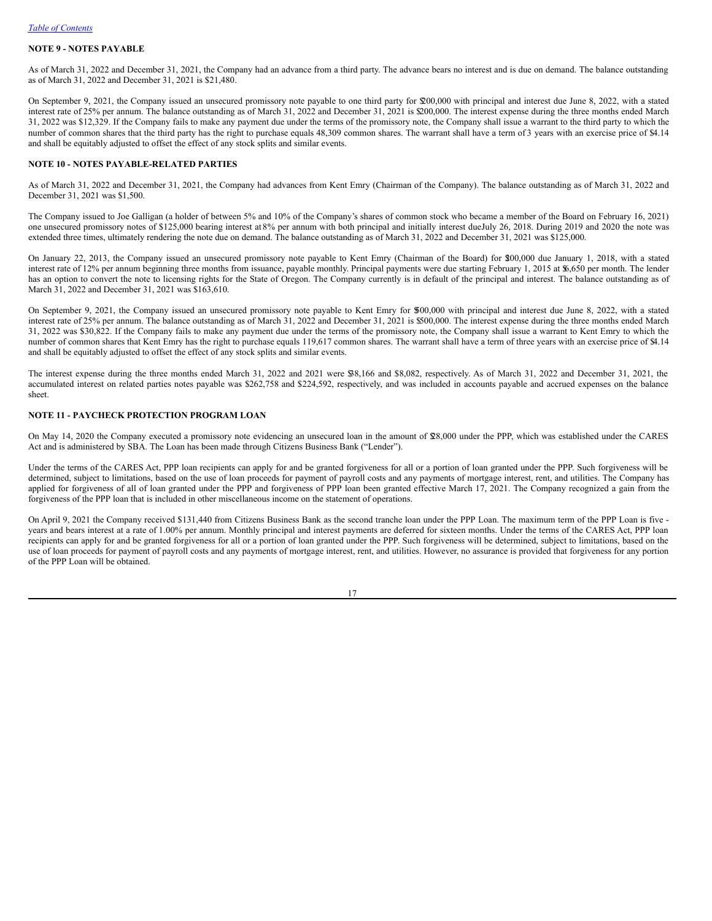[Table of Contents](#)

**NOTE 9 - NOTES PAYABLE**

As of March 31, 2022 and December 31, 2021, the Company had an advance from a third party. The advance bears no interest and is due on demand. The balance outstanding as of March 31, 2022 and December 31, 2021 is $21,480.

On September 9, 2021, the Company issued an unsecured promissory note payable to one third party for $200,000 with principal and interest due June 8, 2022, with a stated interest rate of 25% per annum. The balance outstanding as of March 31, 2022 and December 31, 2021 is $200,000. The interest expense during the three months ended March 31, 2022 was $12,329. If the Company fails to make any payment due under the terms of the promissory note, the Company shall issue a warrant to the third party to which the number of common shares that the third party has the right to purchase equals 48,309 common shares. The warrant shall have a term of 3 years with an exercise price of $4.14 and shall be equitably adjusted to offset the effect of any stock splits and similar events.

**NOTE 10 - NOTES PAYABLE-RELATED PARTIES**

As of March 31, 2022 and December 31, 2021, the Company had advances from Kent Emry (Chairman of the Company). The balance outstanding as of March 31, 2022 and December 31, 2021 was $1,500.

The Company issued to Joe Galligan (a holder of between 5% and 10% of the Company's shares of common stock who became a member of the Board on February 16, 2021) one unsecured promissory notes of $125,000 bearing interest at 8% per annum with both principal and initially interest due July 26, 2018. During 2019 and 2020 the note was extended three times, ultimately rendering the note due on demand. The balance outstanding as of March 31, 2022 and December 31, 2021 was $125,000.

On January 22, 2013, the Company issued an unsecured promissory note payable to Kent Emry (Chairman of the Board) for $300,000 due January 1, 2018, with a stated interest rate of 12% per annum beginning three months from issuance, payable monthly. Principal payments were due starting February 1, 2015 at $6,650 per month. The lender has an option to convert the note to licensing rights for the State of Oregon. The Company currently is in default of the principal and interest. The balance outstanding as of March 31, 2022 and December 31, 2021 was $163,610.

On September 9, 2021, the Company issued an unsecured promissory note payable to Kent Emry for $500,000 with principal and interest due June 8, 2022, with a stated interest rate of 25% per annum. The balance outstanding as of March 31, 2022 and December 31, 2021 is $500,000. The interest expense during the three months ended March 31, 2022 was $30,822. If the Company fails to make any payment due under the terms of the promissory note, the Company shall issue a warrant to Kent Emry to which the number of common shares that Kent Emry has the right to purchase equals 119,617 common shares. The warrant shall have a term of three years with an exercise price of $4.14 and shall be equitably adjusted to offset the effect of any stock splits and similar events.

The interest expense during the three months ended March 31, 2022 and 2021 were $38,166 and $8,082, respectively. As of March 31, 2022 and December 31, 2021, the accumulated interest on related parties notes payable was $262,758 and $224,592, respectively, and was included in accounts payable and accrued expenses on the balance sheet.

**NOTE 11 - PAYCHECK PROTECTION PROGRAM LOAN**

On May 14, 2020 the Company executed a promissory note evidencing an unsecured loan in the amount of $28,000 under the PPP, which was established under the CARES Act and is administered by SBA. The Loan has been made through Citizens Business Bank ("Lender").

Under the terms of the CARES Act, PPP loan recipients can apply for and be granted forgiveness for all or a portion of loan granted under the PPP. Such forgiveness will be determined, subject to limitations, based on the use of loan proceeds for payment of payroll costs and any payments of mortgage interest, rent, and utilities. The Company has applied for forgiveness of all of loan granted under the PPP and forgiveness of PPP loan been granted effective March 17, 2021. The Company recognized a gain from the forgiveness of the PPP loan that is included in other miscellaneous income on the statement of operations.

On April 9, 2021 the Company received $131,440 from Citizens Business Bank as the second tranche loan under the PPP Loan. The maximum term of the PPP Loan is five - years and bears interest at a rate of 1.00% per annum. Monthly principal and interest payments are deferred for sixteen months. Under the terms of the CARES Act, PPP loan recipients can apply for and be granted forgiveness for all or a portion of loan granted under the PPP. Such forgiveness will be determined, subject to limitations, based on the use of loan proceeds for payment of payroll costs and any payments of mortgage interest, rent, and utilities. However, no assurance is provided that forgiveness for any portion of the PPP Loan will be obtained.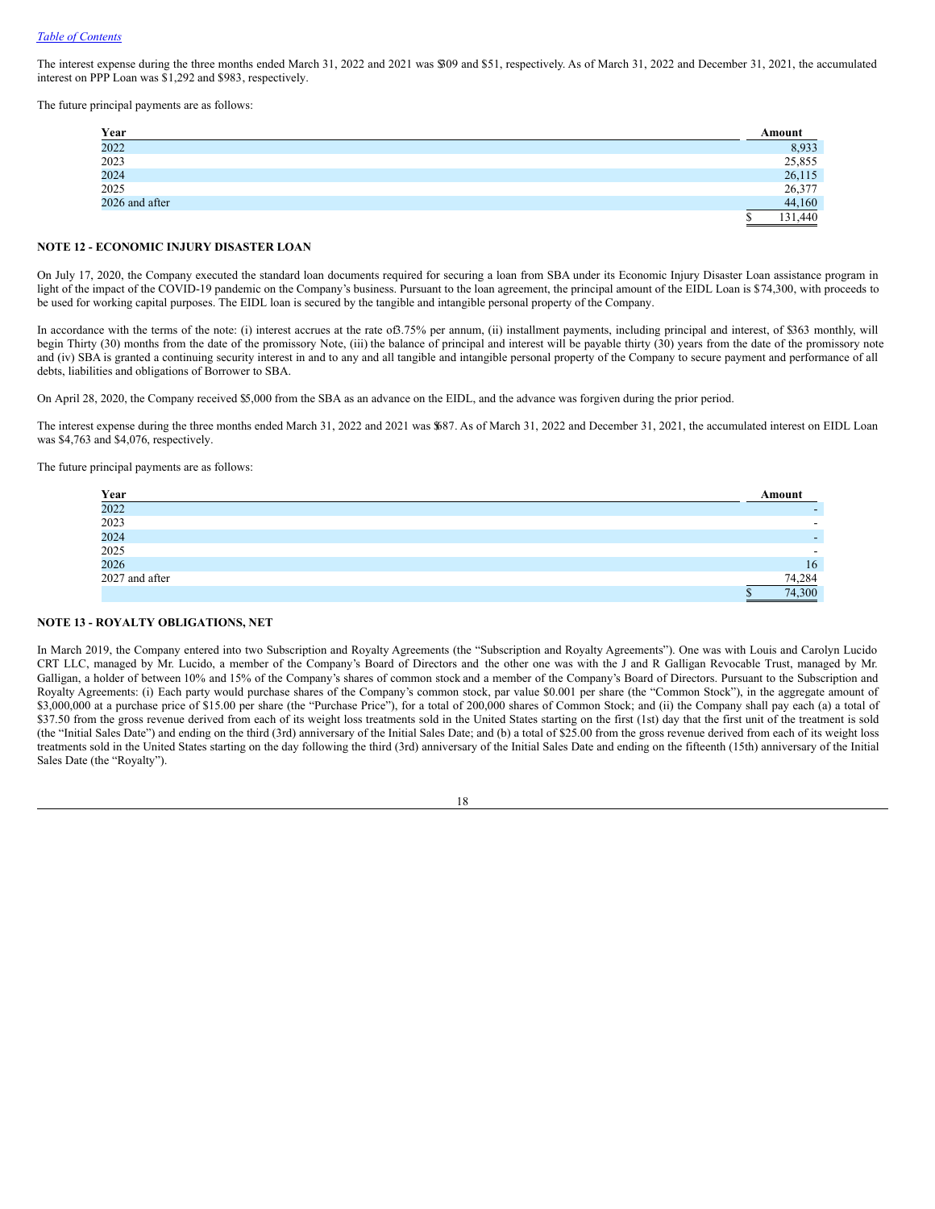The interest expense during the three months ended March 31, 2022 and 2021 was $309 and $51, respectively. As of March 31, 2022 and December 31, 2021, the accumulated interest on PPP Loan was $1,292 and $983, respectively.

The future principal payments are as follows:

| Year | Amount |
|---|---|
| 2022 | 8,933 |
| 2023 | 25,855 |
| 2024 | 26,115 |
| 2025 | 26,377 |
| 2026 and after | 44,160 |
| | $ 131,440 |

**NOTE 12 - ECONOMIC INJURY DISASTER LOAN**

On July 17, 2020, the Company executed the standard loan documents required for securing a loan from SBA under its Economic Injury Disaster Loan assistance program in light of the impact of the COVID-19 pandemic on the Company's business. Pursuant to the loan agreement, the principal amount of the EIDL Loan is $74,300, with proceeds to be used for working capital purposes. The EIDL loan is secured by the tangible and intangible personal property of the Company.

In accordance with the terms of the note: (i) interest accrues at the rate of 3.75% per annum, (ii) installment payments, including principal and interest, of $363 monthly, will begin Thirty (30) months from the date of the promissory Note, (iii) the balance of principal and interest will be payable thirty (30) years from the date of the promissory note and (iv) SBA is granted a continuing security interest in and to any and all tangible and intangible personal property of the Company to secure payment and performance of all debts, liabilities and obligations of Borrower to SBA.

On April 28, 2020, the Company received $5,000 from the SBA as an advance on the EIDL, and the advance was forgiven during the prior period.

The interest expense during the three months ended March 31, 2022 and 2021 was $687. As of March 31, 2022 and December 31, 2021, the accumulated interest on EIDL Loan was $4,763 and $4,076, respectively.

The future principal payments are as follows:

| Year | Amount |
|---|---|
| 2022 | - |
| 2023 | - |
| 2024 | - |
| 2025 | - |
| 2026 | 16 |
| 2027 and after | 74,284 |
| | $ 74,300 |

**NOTE 13 - ROYALTY OBLIGATIONS, NET**

In March 2019, the Company entered into two Subscription and Royalty Agreements (the "Subscription and Royalty Agreements"). One was with Louis and Carolyn Lucido CRT LLC, managed by Mr. Lucido, a member of the Company's Board of Directors and the other one was with the J and R Galligan Revocable Trust, managed by Mr. Galligan, a holder of between 10% and 15% of the Company's shares of common stock and a member of the Company's Board of Directors. Pursuant to the Subscription and Royalty Agreements: (i) Each party would purchase shares of the Company's common stock, par value $0.001 per share (the "Common Stock"), in the aggregate amount of $3,000,000 at a purchase price of $15.00 per share (the "Purchase Price"), for a total of 200,000 shares of Common Stock; and (ii) the Company shall pay each (a) a total of $37.50 from the gross revenue derived from each of its weight loss treatments sold in the United States starting on the first (1st) day that the first unit of the treatment is sold (the "Initial Sales Date") and ending on the third (3rd) anniversary of the Initial Sales Date; and (b) a total of $25.00 from the gross revenue derived from each of its weight loss treatments sold in the United States starting on the day following the third (3rd) anniversary of the Initial Sales Date and ending on the fifteenth (15th) anniversary of the Initial Sales Date (the "Royalty").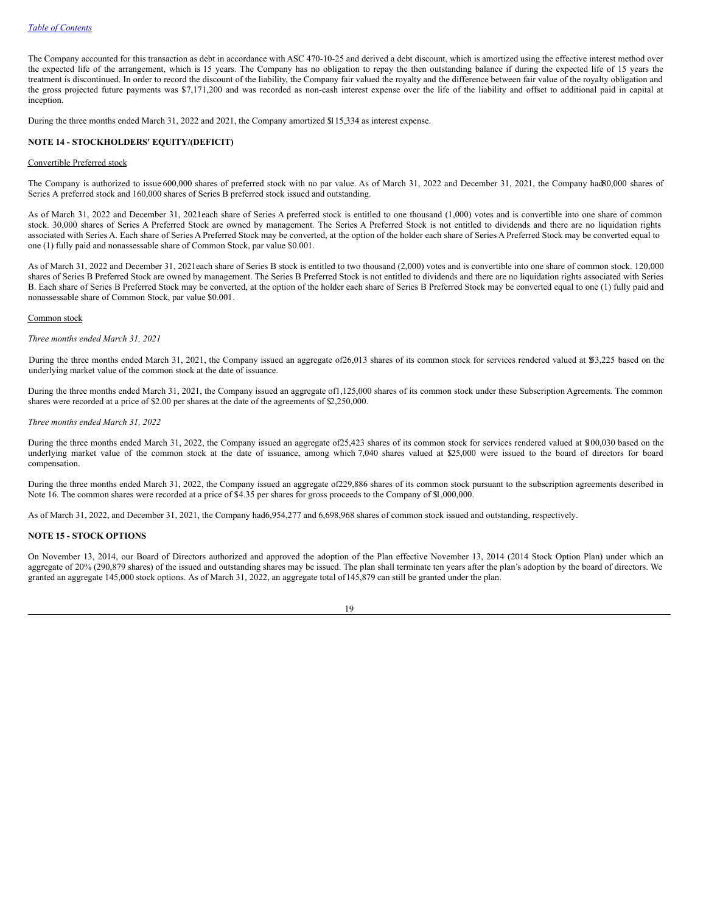The Company accounted for this transaction as debt in accordance with ASC 470-10-25 and derived a debt discount, which is amortized using the effective interest method over the expected life of the arrangement, which is 15 years. The Company has no obligation to repay the then outstanding balance if during the expected life of 15 years the treatment is discontinued. In order to record the discount of the liability, the Company fair valued the royalty and the difference between fair value of the royalty obligation and the gross projected future payments was $7,171,200 and was recorded as non-cash interest expense over the life of the liability and offset to additional paid in capital at inception.

During the three months ended March 31, 2022 and 2021, the Company amortized $115,334 as interest expense.

**NOTE 14 - STOCKHOLDERS' EQUITY/(DEFICIT)**

Convertible Preferred stock

The Company is authorized to issue 600,000 shares of preferred stock with no par value. As of March 31, 2022 and December 31, 2021, the Company had 80,000 shares of Series A preferred stock and 160,000 shares of Series B preferred stock issued and outstanding.

As of March 31, 2022 and December 31, 2021 each share of Series A preferred stock is entitled to one thousand (1,000) votes and is convertible into one share of common stock. 30,000 shares of Series A Preferred Stock are owned by management. The Series A Preferred Stock is not entitled to dividends and there are no liquidation rights associated with Series A. Each share of Series A Preferred Stock may be converted, at the option of the holder each share of Series A Preferred Stock may be converted equal to one (1) fully paid and nonassessable share of Common Stock, par value $0.001.

As of March 31, 2022 and December 31, 2021 each share of Series B stock is entitled to two thousand (2,000) votes and is convertible into one share of common stock. 120,000 shares of Series B Preferred Stock are owned by management. The Series B Preferred Stock is not entitled to dividends and there are no liquidation rights associated with Series B. Each share of Series B Preferred Stock may be converted, at the option of the holder each share of Series B Preferred Stock may be converted equal to one (1) fully paid and nonassessable share of Common Stock, par value $0.001.

Common stock

*Three months ended March 31, 2021*

During the three months ended March 31, 2021, the Company issued an aggregate of 26,013 shares of its common stock for services rendered valued at $53,225 based on the underlying market value of the common stock at the date of issuance.

During the three months ended March 31, 2021, the Company issued an aggregate of 1,125,000 shares of its common stock under these Subscription Agreements. The common shares were recorded at a price of $2.00 per shares at the date of the agreements of $2,250,000.

*Three months ended March 31, 2022*

During the three months ended March 31, 2022, the Company issued an aggregate of 25,423 shares of its common stock for services rendered valued at $100,030 based on the underlying market value of the common stock at the date of issuance, among which 7,040 shares valued at $25,000 were issued to the board of directors for board compensation.

During the three months ended March 31, 2022, the Company issued an aggregate of 229,886 shares of its common stock pursuant to the subscription agreements described in Note 16. The common shares were recorded at a price of $4.35 per shares for gross proceeds to the Company of $1,000,000.

As of March 31, 2022, and December 31, 2021, the Company had 6,954,277 and 6,698,968 shares of common stock issued and outstanding, respectively.

**NOTE 15 - STOCK OPTIONS**

On November 13, 2014, our Board of Directors authorized and approved the adoption of the Plan effective November 13, 2014 (2014 Stock Option Plan) under which an aggregate of 20% (290,879 shares) of the issued and outstanding shares may be issued. The plan shall terminate ten years after the plan's adoption by the board of directors. We granted an aggregate 145,000 stock options. As of March 31, 2022, an aggregate total of 145,879 can still be granted under the plan.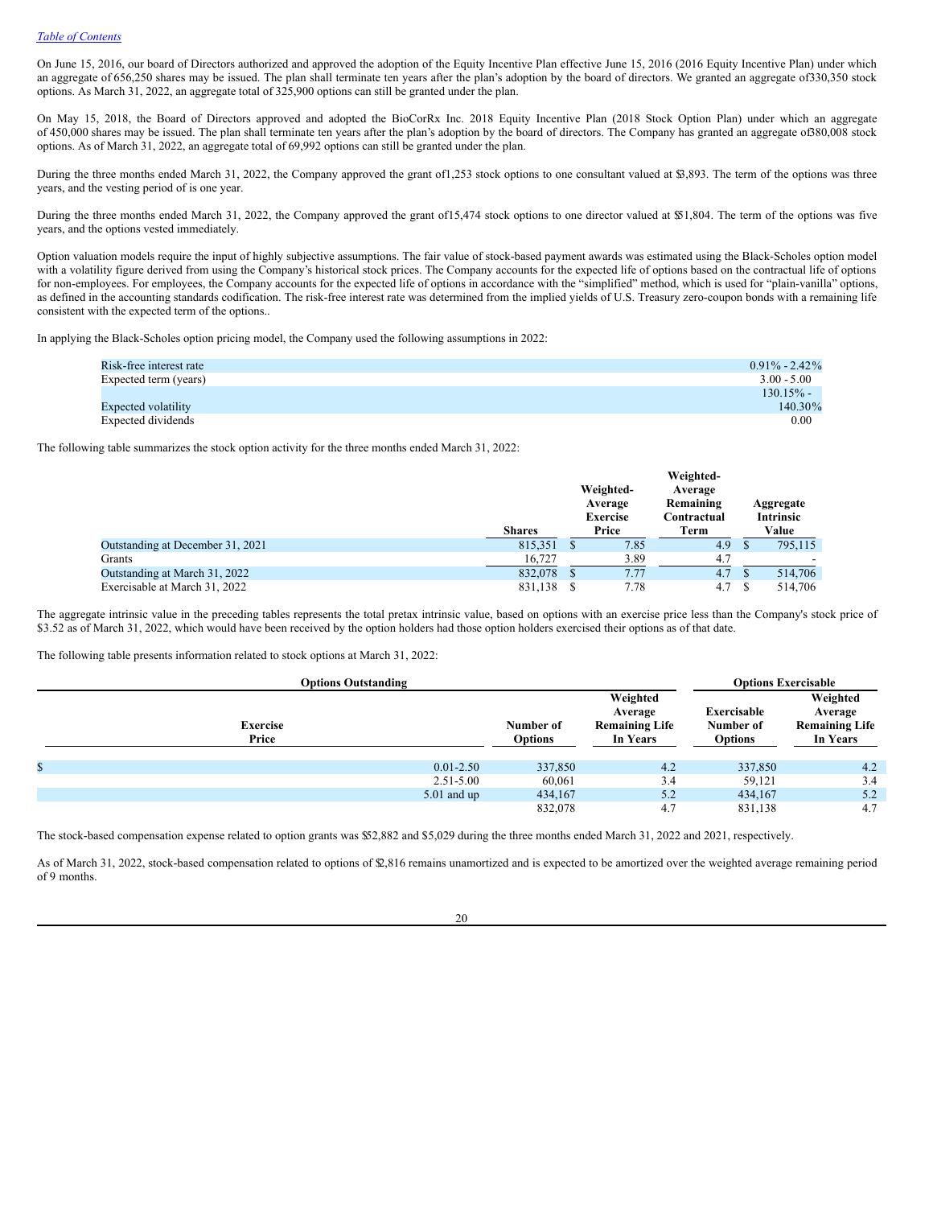On June 15, 2016, our board of Directors authorized and approved the adoption of the Equity Incentive Plan effective June 15, 2016 (2016 Equity Incentive Plan) under which an aggregate of 656,250 shares may be issued. The plan shall terminate ten years after the plan's adoption by the board of directors. We granted an aggregate of330,350 stock options. As March 31, 2022, an aggregate total of 325,900 options can still be granted under the plan.

On May 15, 2018, the Board of Directors approved and adopted the BioCorRx Inc. 2018 Equity Incentive Plan (2018 Stock Option Plan) under which an aggregate of 450,000 shares may be issued. The plan shall terminate ten years after the plan's adoption by the board of directors. The Company has granted an aggregate of380,008 stock options. As of March 31, 2022, an aggregate total of 69,992 options can still be granted under the plan.

During the three months ended March 31, 2022, the Company approved the grant of1,253 stock options to one consultant valued at $3,893. The term of the options was three years, and the vesting period of is one year.

During the three months ended March 31, 2022, the Company approved the grant of15,474 stock options to one director valued at $51,804. The term of the options was five years, and the options vested immediately.

Option valuation models require the input of highly subjective assumptions. The fair value of stock-based payment awards was estimated using the Black-Scholes option model with a volatility figure derived from using the Company's historical stock prices. The Company accounts for the expected life of options based on the contractual life of options for non-employees. For employees, the Company accounts for the expected life of options in accordance with the "simplified" method, which is used for "plain-vanilla" options, as defined in the accounting standards codification. The risk-free interest rate was determined from the implied yields of U.S. Treasury zero-coupon bonds with a remaining life consistent with the expected term of the options..

In applying the Black-Scholes option pricing model, the Company used the following assumptions in 2022:

| | |
|---|---|
| Risk-free interest rate | 0.91% - 2.42% |
| Expected term (years) | 3.00 - 5.00 |
| Expected volatility | 130.15% - 140.30% |
| Expected dividends | 0.00 |

The following table summarizes the stock option activity for the three months ended March 31, 2022:

| | Shares | Weighted-Average Exercise Price | Weighted-Average Remaining Contractual Term | Aggregate Intrinsic Value |
|---|---|---|---|---|
| Outstanding at December 31, 2021 | 815,351 | $ 7.85 | 4.9 | $ 795,115 |
| Grants | 16,727 | 3.89 | 4.7 | - |
| Outstanding at March 31, 2022 | 832,078 | $ 7.77 | 4.7 | $ 514,706 |
| Exercisable at March 31, 2022 | 831,138 | $ 7.78 | 4.7 | $ 514,706 |

The aggregate intrinsic value in the preceding tables represents the total pretax intrinsic value, based on options with an exercise price less than the Company's stock price of $3.52 as of March 31, 2022, which would have been received by the option holders had those option holders exercised their options as of that date.

The following table presents information related to stock options at March 31, 2022:

| Options Outstanding | | | Options Exercisable | |
|---|---|---|---|---|
| Exercise Price | Number of Options | Weighted Average Remaining Life In Years | Exercisable Number of Options | Weighted Average Remaining Life In Years |
| $ 0.01-2.50 | 337,850 | 4.2 | 337,850 | 4.2 |
| 2.51-5.00 | 60,061 | 3.4 | 59,121 | 3.4 |
| 5.01 and up | 434,167 | 5.2 | 434,167 | 5.2 |
| | 832,078 | 4.7 | 831,138 | 4.7 |

The stock-based compensation expense related to option grants was $52,882 and $5,029 during the three months ended March 31, 2022 and 2021, respectively.

As of March 31, 2022, stock-based compensation related to options of $2,816 remains unamortized and is expected to be amortized over the weighted average remaining period of 9 months.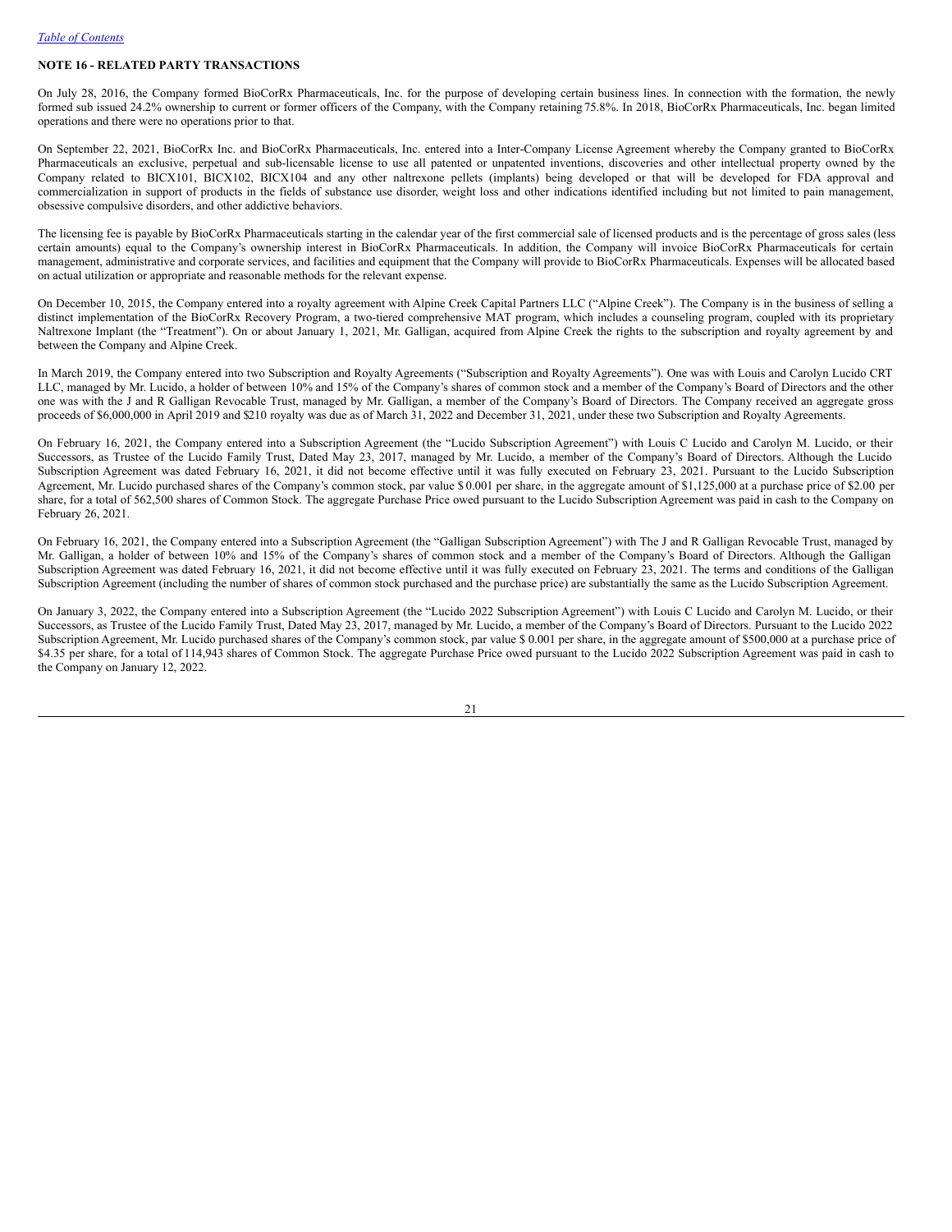*Table of Contents*

**NOTE 16 - RELATED PARTY TRANSACTIONS**

On July 28, 2016, the Company formed BioCorRx Pharmaceuticals, Inc. for the purpose of developing certain business lines. In connection with the formation, the newly formed sub issued 24.2% ownership to current or former officers of the Company, with the Company retaining 75.8%. In 2018, BioCorRx Pharmaceuticals, Inc. began limited operations and there were no operations prior to that.

On September 22, 2021, BioCorRx Inc. and BioCorRx Pharmaceuticals, Inc. entered into a Inter-Company License Agreement whereby the Company granted to BioCorRx Pharmaceuticals an exclusive, perpetual and sub-licensable license to use all patented or unpatented inventions, discoveries and other intellectual property owned by the Company related to BICX101, BICX102, BICX104 and any other naltrexone pellets (implants) being developed or that will be developed for FDA approval and commercialization in support of products in the fields of substance use disorder, weight loss and other indications identified including but not limited to pain management, obsessive compulsive disorders, and other addictive behaviors.

The licensing fee is payable by BioCorRx Pharmaceuticals starting in the calendar year of the first commercial sale of licensed products and is the percentage of gross sales (less certain amounts) equal to the Company's ownership interest in BioCorRx Pharmaceuticals. In addition, the Company will invoice BioCorRx Pharmaceuticals for certain management, administrative and corporate services, and facilities and equipment that the Company will provide to BioCorRx Pharmaceuticals. Expenses will be allocated based on actual utilization or appropriate and reasonable methods for the relevant expense.

On December 10, 2015, the Company entered into a royalty agreement with Alpine Creek Capital Partners LLC ("Alpine Creek"). The Company is in the business of selling a distinct implementation of the BioCorRx Recovery Program, a two-tiered comprehensive MAT program, which includes a counseling program, coupled with its proprietary Naltrexone Implant (the "Treatment"). On or about January 1, 2021, Mr. Galligan, acquired from Alpine Creek the rights to the subscription and royalty agreement by and between the Company and Alpine Creek.

In March 2019, the Company entered into two Subscription and Royalty Agreements ("Subscription and Royalty Agreements"). One was with Louis and Carolyn Lucido CRT LLC, managed by Mr. Lucido, a holder of between 10% and 15% of the Company's shares of common stock and a member of the Company's Board of Directors and the other one was with the J and R Galligan Revocable Trust, managed by Mr. Galligan, a member of the Company's Board of Directors. The Company received an aggregate gross proceeds of $6,000,000 in April 2019 and $210 royalty was due as of March 31, 2022 and December 31, 2021, under these two Subscription and Royalty Agreements.

On February 16, 2021, the Company entered into a Subscription Agreement (the "Lucido Subscription Agreement") with Louis C Lucido and Carolyn M. Lucido, or their Successors, as Trustee of the Lucido Family Trust, Dated May 23, 2017, managed by Mr. Lucido, a member of the Company's Board of Directors. Although the Lucido Subscription Agreement was dated February 16, 2021, it did not become effective until it was fully executed on February 23, 2021. Pursuant to the Lucido Subscription Agreement, Mr. Lucido purchased shares of the Company's common stock, par value $ 0.001 per share, in the aggregate amount of $1,125,000 at a purchase price of $2.00 per share, for a total of 562,500 shares of Common Stock. The aggregate Purchase Price owed pursuant to the Lucido Subscription Agreement was paid in cash to the Company on February 26, 2021.

On February 16, 2021, the Company entered into a Subscription Agreement (the "Galligan Subscription Agreement") with The J and R Galligan Revocable Trust, managed by Mr. Galligan, a holder of between 10% and 15% of the Company's shares of common stock and a member of the Company's Board of Directors. Although the Galligan Subscription Agreement was dated February 16, 2021, it did not become effective until it was fully executed on February 23, 2021. The terms and conditions of the Galligan Subscription Agreement (including the number of shares of common stock purchased and the purchase price) are substantially the same as the Lucido Subscription Agreement.

On January 3, 2022, the Company entered into a Subscription Agreement (the "Lucido 2022 Subscription Agreement") with Louis C Lucido and Carolyn M. Lucido, or their Successors, as Trustee of the Lucido Family Trust, Dated May 23, 2017, managed by Mr. Lucido, a member of the Company's Board of Directors. Pursuant to the Lucido 2022 Subscription Agreement, Mr. Lucido purchased shares of the Company's common stock, par value $ 0.001 per share, in the aggregate amount of $500,000 at a purchase price of $4.35 per share, for a total of 114,943 shares of Common Stock. The aggregate Purchase Price owed pursuant to the Lucido 2022 Subscription Agreement was paid in cash to the Company on January 12, 2022.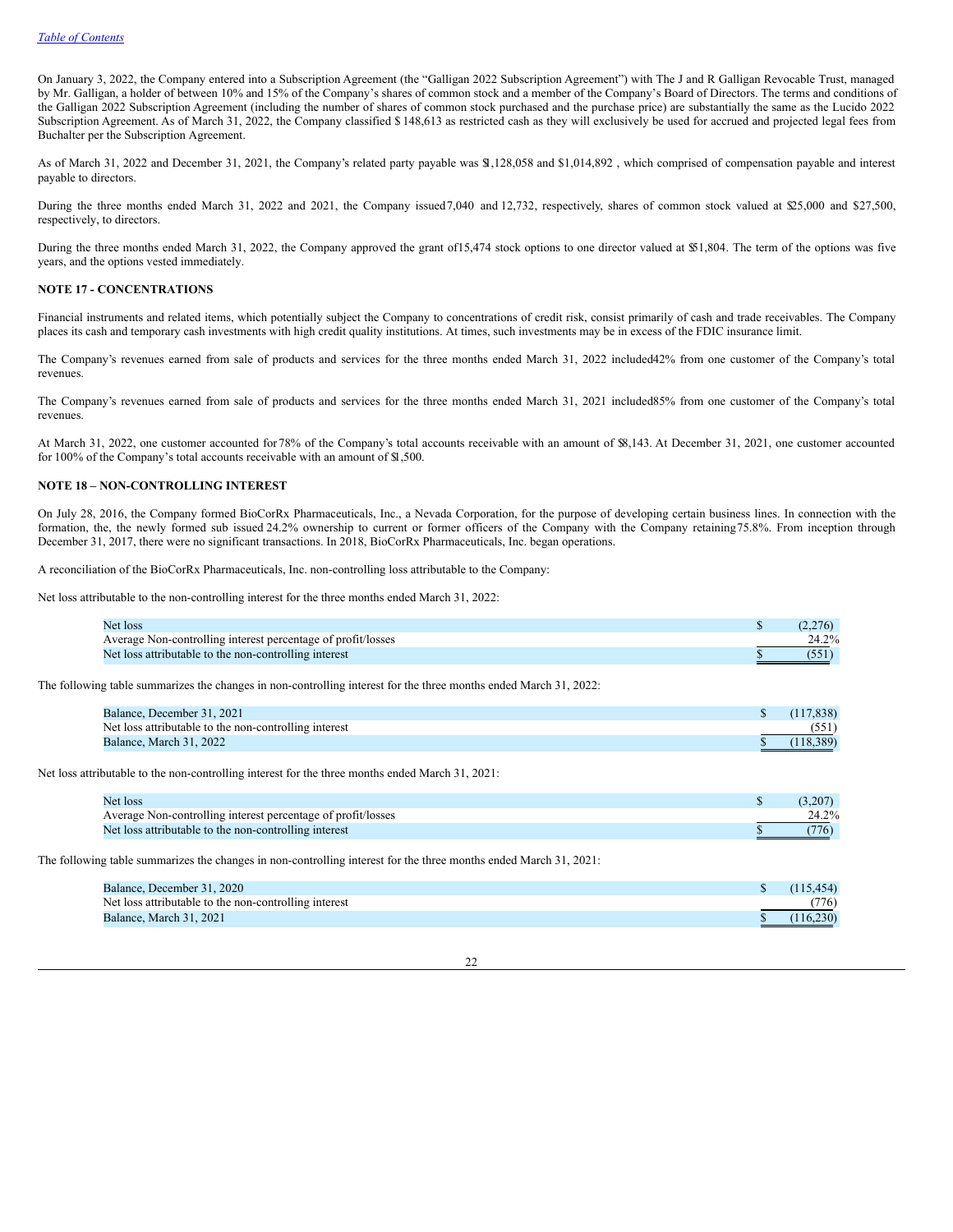On January 3, 2022, the Company entered into a Subscription Agreement (the "Galligan 2022 Subscription Agreement") with The J and R Galligan Revocable Trust, managed by Mr. Galligan, a holder of between 10% and 15% of the Company's shares of common stock and a member of the Company's Board of Directors. The terms and conditions of the Galligan 2022 Subscription Agreement (including the number of shares of common stock purchased and the purchase price) are substantially the same as the Lucido 2022 Subscription Agreement. As of March 31, 2022, the Company classified $ 148,613 as restricted cash as they will exclusively be used for accrued and projected legal fees from Buchalter per the Subscription Agreement.

As of March 31, 2022 and December 31, 2021, the Company's related party payable was $1,128,058 and $1,014,892 , which comprised of compensation payable and interest payable to directors.

During the three months ended March 31, 2022 and 2021, the Company issued 7,040 and 12,732, respectively, shares of common stock valued at $25,000 and $27,500, respectively, to directors.

During the three months ended March 31, 2022, the Company approved the grant of 15,474 stock options to one director valued at $51,804. The term of the options was five years, and the options vested immediately.

**NOTE 17 - CONCENTRATIONS**

Financial instruments and related items, which potentially subject the Company to concentrations of credit risk, consist primarily of cash and trade receivables. The Company places its cash and temporary cash investments with high credit quality institutions. At times, such investments may be in excess of the FDIC insurance limit.

The Company's revenues earned from sale of products and services for the three months ended March 31, 2022 included 42% from one customer of the Company's total revenues.

The Company's revenues earned from sale of products and services for the three months ended March 31, 2021 included 85% from one customer of the Company's total revenues.

At March 31, 2022, one customer accounted for 78% of the Company's total accounts receivable with an amount of $8,143. At December 31, 2021, one customer accounted for 100% of the Company's total accounts receivable with an amount of $1,500.

**NOTE 18 – NON-CONTROLLING INTEREST**

On July 28, 2016, the Company formed BioCorRx Pharmaceuticals, Inc., a Nevada Corporation, for the purpose of developing certain business lines. In connection with the formation, the, the newly formed sub issued 24.2% ownership to current or former officers of the Company with the Company retaining 75.8%. From inception through December 31, 2017, there were no significant transactions. In 2018, BioCorRx Pharmaceuticals, Inc. began operations.

A reconciliation of the BioCorRx Pharmaceuticals, Inc. non-controlling loss attributable to the Company:

Net loss attributable to the non-controlling interest for the three months ended March 31, 2022:

| | | |
|---|---|---|
| Net loss | $ | (2,276) |
| Average Non-controlling interest percentage of profit/losses | | 24.2% |
| Net loss attributable to the non-controlling interest | $ | (551) |

The following table summarizes the changes in non-controlling interest for the three months ended March 31, 2022:

| | | |
|---|---|---|
| Balance, December 31, 2021 | $ | (117,838) |
| Net loss attributable to the non-controlling interest | | (551) |
| Balance, March 31, 2022 | $ | (118,389) |

Net loss attributable to the non-controlling interest for the three months ended March 31, 2021:

| | | |
|---|---|---|
| Net loss | $ | (3,207) |
| Average Non-controlling interest percentage of profit/losses | | 24.2% |
| Net loss attributable to the non-controlling interest | $ | (776) |

The following table summarizes the changes in non-controlling interest for the three months ended March 31, 2021:

| | | |
|---|---|---|
| Balance, December 31, 2020 | $ | (115,454) |
| Net loss attributable to the non-controlling interest | | (776) |
| Balance, March 31, 2021 | $ | (116,230) |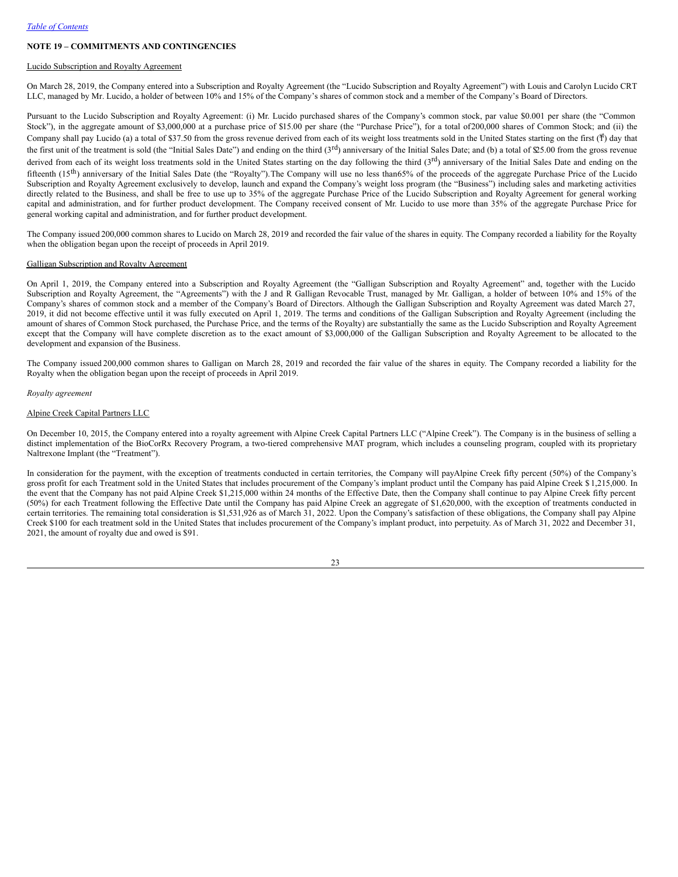## NOTE 19 – COMMITMENTS AND CONTINGENCIES

Lucido Subscription and Royalty Agreement

On March 28, 2019, the Company entered into a Subscription and Royalty Agreement (the "Lucido Subscription and Royalty Agreement") with Louis and Carolyn Lucido CRT LLC, managed by Mr. Lucido, a holder of between 10% and 15% of the Company's shares of common stock and a member of the Company's Board of Directors.

Pursuant to the Lucido Subscription and Royalty Agreement: (i) Mr. Lucido purchased shares of the Company's common stock, par value $0.001 per share (the "Common Stock"), in the aggregate amount of $3,000,000 at a purchase price of $15.00 per share (the "Purchase Price"), for a total of 200,000 shares of Common Stock; and (ii) the Company shall pay Lucido (a) a total of $37.50 from the gross revenue derived from each of its weight loss treatments sold in the United States starting on the first (1st) day that the first unit of the treatment is sold (the "Initial Sales Date") and ending on the third (3rd) anniversary of the Initial Sales Date; and (b) a total of $25.00 from the gross revenue derived from each of its weight loss treatments sold in the United States starting on the day following the third (3rd) anniversary of the Initial Sales Date and ending on the fifteenth (15th) anniversary of the Initial Sales Date (the "Royalty"). The Company will use no less than 65% of the proceeds of the aggregate Purchase Price of the Lucido Subscription and Royalty Agreement exclusively to develop, launch and expand the Company's weight loss program (the "Business") including sales and marketing activities directly related to the Business, and shall be free to use up to 35% of the aggregate Purchase Price of the Lucido Subscription and Royalty Agreement for general working capital and administration, and for further product development. The Company received consent of Mr. Lucido to use more than 35% of the aggregate Purchase Price for general working capital and administration, and for further product development.

The Company issued 200,000 common shares to Lucido on March 28, 2019 and recorded the fair value of the shares in equity. The Company recorded a liability for the Royalty when the obligation began upon the receipt of proceeds in April 2019.

Galligan Subscription and Royalty Agreement

On April 1, 2019, the Company entered into a Subscription and Royalty Agreement (the "Galligan Subscription and Royalty Agreement" and, together with the Lucido Subscription and Royalty Agreement, the "Agreements") with the J and R Galligan Revocable Trust, managed by Mr. Galligan, a holder of between 10% and 15% of the Company's shares of common stock and a member of the Company's Board of Directors. Although the Galligan Subscription and Royalty Agreement was dated March 27, 2019, it did not become effective until it was fully executed on April 1, 2019. The terms and conditions of the Galligan Subscription and Royalty Agreement (including the amount of shares of Common Stock purchased, the Purchase Price, and the terms of the Royalty) are substantially the same as the Lucido Subscription and Royalty Agreement except that the Company will have complete discretion as to the exact amount of $3,000,000 of the Galligan Subscription and Royalty Agreement to be allocated to the development and expansion of the Business.

The Company issued 200,000 common shares to Galligan on March 28, 2019 and recorded the fair value of the shares in equity. The Company recorded a liability for the Royalty when the obligation began upon the receipt of proceeds in April 2019.

*Royalty agreement*

Alpine Creek Capital Partners LLC

On December 10, 2015, the Company entered into a royalty agreement with Alpine Creek Capital Partners LLC ("Alpine Creek"). The Company is in the business of selling a distinct implementation of the BioCorRx Recovery Program, a two-tiered comprehensive MAT program, which includes a counseling program, coupled with its proprietary Naltrexone Implant (the "Treatment").

In consideration for the payment, with the exception of treatments conducted in certain territories, the Company will pay Alpine Creek fifty percent (50%) of the Company's gross profit for each Treatment sold in the United States that includes procurement of the Company's implant product until the Company has paid Alpine Creek $1,215,000. In the event that the Company has not paid Alpine Creek $1,215,000 within 24 months of the Effective Date, then the Company shall continue to pay Alpine Creek fifty percent (50%) for each Treatment following the Effective Date until the Company has paid Alpine Creek an aggregate of $1,620,000, with the exception of treatments conducted in certain territories. The remaining total consideration is $1,531,926 as of March 31, 2022. Upon the Company's satisfaction of these obligations, the Company shall pay Alpine Creek $100 for each treatment sold in the United States that includes procurement of the Company's implant product, into perpetuity. As of March 31, 2022 and December 31, 2021, the amount of royalty due and owed is $91.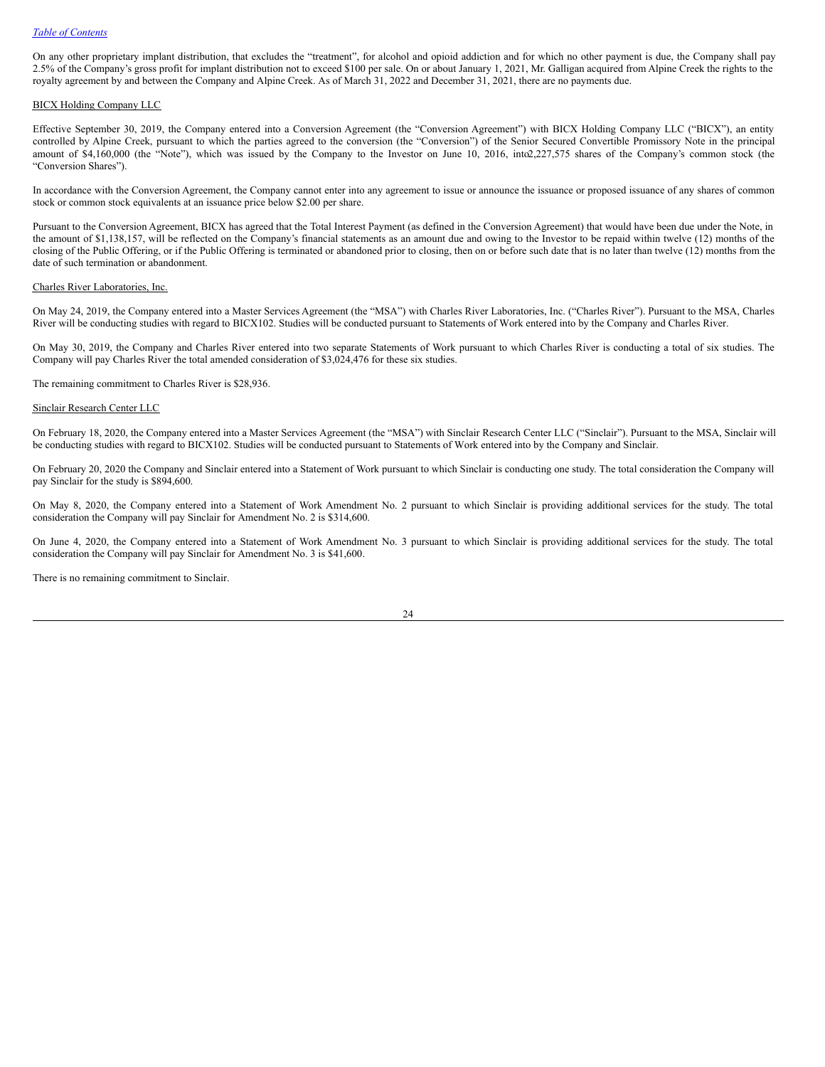On any other proprietary implant distribution, that excludes the "treatment", for alcohol and opioid addiction and for which no other payment is due, the Company shall pay 2.5% of the Company's gross profit for implant distribution not to exceed $100 per sale. On or about January 1, 2021, Mr. Galligan acquired from Alpine Creek the rights to the royalty agreement by and between the Company and Alpine Creek. As of March 31, 2022 and December 31, 2021, there are no payments due.

BICX Holding Company LLC

Effective September 30, 2019, the Company entered into a Conversion Agreement (the "Conversion Agreement") with BICX Holding Company LLC ("BICX"), an entity controlled by Alpine Creek, pursuant to which the parties agreed to the conversion (the "Conversion") of the Senior Secured Convertible Promissory Note in the principal amount of $4,160,000 (the "Note"), which was issued by the Company to the Investor on June 10, 2016, into2,227,575 shares of the Company's common stock (the "Conversion Shares").

In accordance with the Conversion Agreement, the Company cannot enter into any agreement to issue or announce the issuance or proposed issuance of any shares of common stock or common stock equivalents at an issuance price below $2.00 per share.

Pursuant to the Conversion Agreement, BICX has agreed that the Total Interest Payment (as defined in the Conversion Agreement) that would have been due under the Note, in the amount of $1,138,157, will be reflected on the Company's financial statements as an amount due and owing to the Investor to be repaid within twelve (12) months of the closing of the Public Offering, or if the Public Offering is terminated or abandoned prior to closing, then on or before such date that is no later than twelve (12) months from the date of such termination or abandonment.

Charles River Laboratories, Inc.

On May 24, 2019, the Company entered into a Master Services Agreement (the "MSA") with Charles River Laboratories, Inc. ("Charles River"). Pursuant to the MSA, Charles River will be conducting studies with regard to BICX102. Studies will be conducted pursuant to Statements of Work entered into by the Company and Charles River.

On May 30, 2019, the Company and Charles River entered into two separate Statements of Work pursuant to which Charles River is conducting a total of six studies. The Company will pay Charles River the total amended consideration of $3,024,476 for these six studies.

The remaining commitment to Charles River is $28,936.

Sinclair Research Center LLC

On February 18, 2020, the Company entered into a Master Services Agreement (the "MSA") with Sinclair Research Center LLC ("Sinclair"). Pursuant to the MSA, Sinclair will be conducting studies with regard to BICX102. Studies will be conducted pursuant to Statements of Work entered into by the Company and Sinclair.

On February 20, 2020 the Company and Sinclair entered into a Statement of Work pursuant to which Sinclair is conducting one study. The total consideration the Company will pay Sinclair for the study is $894,600.

On May 8, 2020, the Company entered into a Statement of Work Amendment No. 2 pursuant to which Sinclair is providing additional services for the study. The total consideration the Company will pay Sinclair for Amendment No. 2 is $314,600.

On June 4, 2020, the Company entered into a Statement of Work Amendment No. 3 pursuant to which Sinclair is providing additional services for the study. The total consideration the Company will pay Sinclair for Amendment No. 3 is $41,600.

There is no remaining commitment to Sinclair.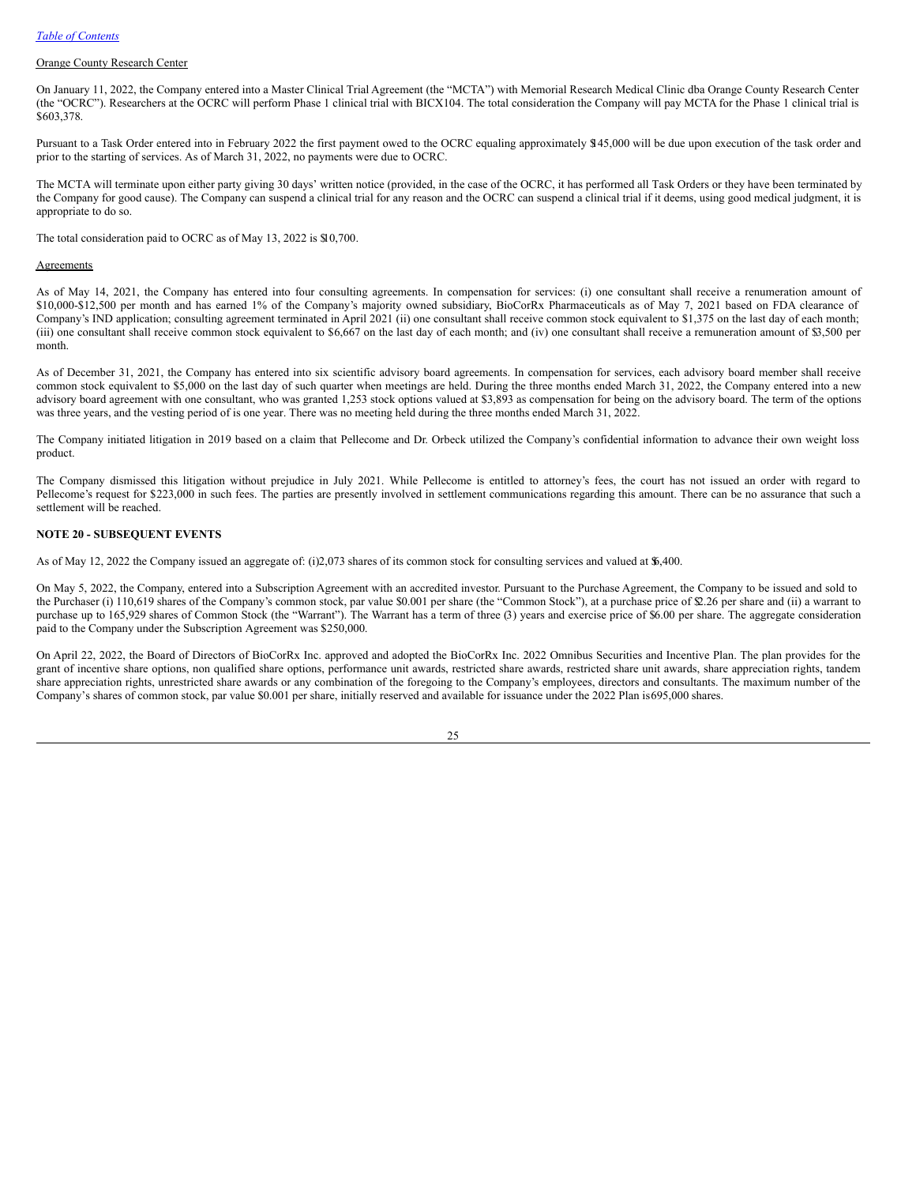Orange County Research Center

On January 11, 2022, the Company entered into a Master Clinical Trial Agreement (the "MCTA") with Memorial Research Medical Clinic dba Orange County Research Center (the "OCRC"). Researchers at the OCRC will perform Phase 1 clinical trial with BICX104. The total consideration the Company will pay MCTA for the Phase 1 clinical trial is $603,378.

Pursuant to a Task Order entered into in February 2022 the first payment owed to the OCRC equaling approximately $145,000 will be due upon execution of the task order and prior to the starting of services. As of March 31, 2022, no payments were due to OCRC.

The MCTA will terminate upon either party giving 30 days' written notice (provided, in the case of the OCRC, it has performed all Task Orders or they have been terminated by the Company for good cause). The Company can suspend a clinical trial for any reason and the OCRC can suspend a clinical trial if it deems, using good medical judgment, it is appropriate to do so.

The total consideration paid to OCRC as of May 13, 2022 is $10,700.

Agreements

As of May 14, 2021, the Company has entered into four consulting agreements. In compensation for services: (i) one consultant shall receive a renumeration amount of $10,000-$12,500 per month and has earned 1% of the Company's majority owned subsidiary, BioCorRx Pharmaceuticals as of May 7, 2021 based on FDA clearance of Company's IND application; consulting agreement terminated in April 2021 (ii) one consultant shall receive common stock equivalent to $1,375 on the last day of each month; (iii) one consultant shall receive common stock equivalent to $6,667 on the last day of each month; and (iv) one consultant shall receive a remuneration amount of $3,500 per month.

As of December 31, 2021, the Company has entered into six scientific advisory board agreements. In compensation for services, each advisory board member shall receive common stock equivalent to $5,000 on the last day of such quarter when meetings are held. During the three months ended March 31, 2022, the Company entered into a new advisory board agreement with one consultant, who was granted 1,253 stock options valued at $3,893 as compensation for being on the advisory board. The term of the options was three years, and the vesting period of is one year. There was no meeting held during the three months ended March 31, 2022.

The Company initiated litigation in 2019 based on a claim that Pellecome and Dr. Orbeck utilized the Company's confidential information to advance their own weight loss product.

The Company dismissed this litigation without prejudice in July 2021. While Pellecome is entitled to attorney's fees, the court has not issued an order with regard to Pellecome's request for $223,000 in such fees. The parties are presently involved in settlement communications regarding this amount. There can be no assurance that such a settlement will be reached.

**NOTE 20 - SUBSEQUENT EVENTS**

As of May 12, 2022 the Company issued an aggregate of: (i)2,073 shares of its common stock for consulting services and valued at $6,400.

On May 5, 2022, the Company, entered into a Subscription Agreement with an accredited investor. Pursuant to the Purchase Agreement, the Company to be issued and sold to the Purchaser (i) 110,619 shares of the Company's common stock, par value $0.001 per share (the "Common Stock"), at a purchase price of $2.26 per share and (ii) a warrant to purchase up to 165,929 shares of Common Stock (the "Warrant"). The Warrant has a term of three (3) years and exercise price of $6.00 per share. The aggregate consideration paid to the Company under the Subscription Agreement was $250,000.

On April 22, 2022, the Board of Directors of BioCorRx Inc. approved and adopted the BioCorRx Inc. 2022 Omnibus Securities and Incentive Plan. The plan provides for the grant of incentive share options, non qualified share options, performance unit awards, restricted share awards, restricted share unit awards, share appreciation rights, tandem share appreciation rights, unrestricted share awards or any combination of the foregoing to the Company's employees, directors and consultants. The maximum number of the Company's shares of common stock, par value $0.001 per share, initially reserved and available for issuance under the 2022 Plan is 695,000 shares.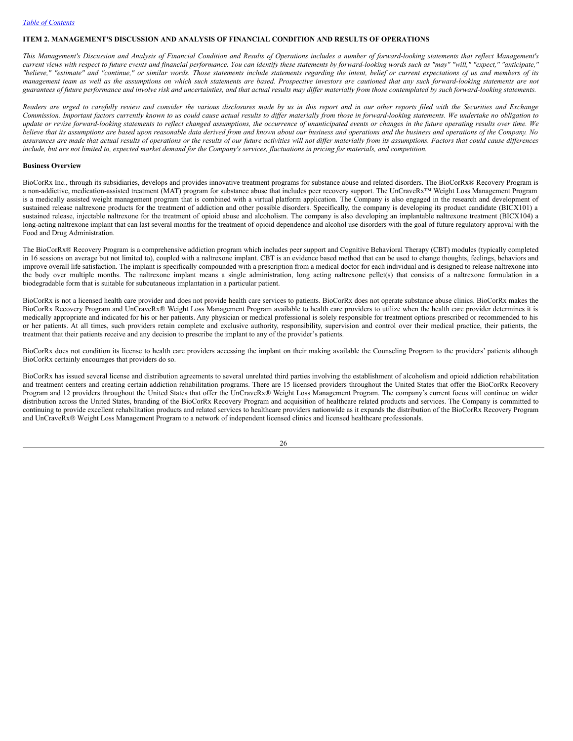[Table of Contents](#)

**ITEM 2. MANAGEMENT'S DISCUSSION AND ANALYSIS OF FINANCIAL CONDITION AND RESULTS OF OPERATIONS**

*This Management's Discussion and Analysis of Financial Condition and Results of Operations includes a number of forward-looking statements that reflect Management's current views with respect to future events and financial performance. You can identify these statements by forward-looking words such as "may" "will," "expect," "anticipate," "believe," "estimate" and "continue," or similar words. Those statements include statements regarding the intent, belief or current expectations of us and members of its management team as well as the assumptions on which such statements are based. Prospective investors are cautioned that any such forward-looking statements are not guarantees of future performance and involve risk and uncertainties, and that actual results may differ materially from those contemplated by such forward-looking statements.*

*Readers are urged to carefully review and consider the various disclosures made by us in this report and in our other reports filed with the Securities and Exchange Commission. Important factors currently known to us could cause actual results to differ materially from those in forward-looking statements. We undertake no obligation to update or revise forward-looking statements to reflect changed assumptions, the occurrence of unanticipated events or changes in the future operating results over time. We believe that its assumptions are based upon reasonable data derived from and known about our business and operations and the business and operations of the Company. No assurances are made that actual results of operations or the results of our future activities will not differ materially from its assumptions. Factors that could cause differences include, but are not limited to, expected market demand for the Company's services, fluctuations in pricing for materials, and competition.*

**Business Overview**

BioCorRx Inc., through its subsidiaries, develops and provides innovative treatment programs for substance abuse and related disorders. The BioCorRx® Recovery Program is a non-addictive, medication-assisted treatment (MAT) program for substance abuse that includes peer recovery support. The UnCraveRx™ Weight Loss Management Program is a medically assisted weight management program that is combined with a virtual platform application. The Company is also engaged in the research and development of sustained release naltrexone products for the treatment of addiction and other possible disorders. Specifically, the company is developing its product candidate (BICX101) a sustained release, injectable naltrexone for the treatment of opioid abuse and alcoholism. The company is also developing an implantable naltrexone treatment (BICX104) a long-acting naltrexone implant that can last several months for the treatment of opioid dependence and alcohol use disorders with the goal of future regulatory approval with the Food and Drug Administration.

The BioCorRx® Recovery Program is a comprehensive addiction program which includes peer support and Cognitive Behavioral Therapy (CBT) modules (typically completed in 16 sessions on average but not limited to), coupled with a naltrexone implant. CBT is an evidence based method that can be used to change thoughts, feelings, behaviors and improve overall life satisfaction. The implant is specifically compounded with a prescription from a medical doctor for each individual and is designed to release naltrexone into the body over multiple months. The naltrexone implant means a single administration, long acting naltrexone pellet(s) that consists of a naltrexone formulation in a biodegradable form that is suitable for subcutaneous implantation in a particular patient.

BioCorRx is not a licensed health care provider and does not provide health care services to patients. BioCorRx does not operate substance abuse clinics. BioCorRx makes the BioCorRx Recovery Program and UnCraveRx® Weight Loss Management Program available to health care providers to utilize when the health care provider determines it is medically appropriate and indicated for his or her patients. Any physician or medical professional is solely responsible for treatment options prescribed or recommended to his or her patients. At all times, such providers retain complete and exclusive authority, responsibility, supervision and control over their medical practice, their patients, the treatment that their patients receive and any decision to prescribe the implant to any of the provider's patients.

BioCorRx does not condition its license to health care providers accessing the implant on their making available the Counseling Program to the providers' patients although BioCorRx certainly encourages that providers do so.

BioCorRx has issued several license and distribution agreements to several unrelated third parties involving the establishment of alcoholism and opioid addiction rehabilitation and treatment centers and creating certain addiction rehabilitation programs. There are 15 licensed providers throughout the United States that offer the BioCorRx Recovery Program and 12 providers throughout the United States that offer the UnCraveRx® Weight Loss Management Program. The company's current focus will continue on wider distribution across the United States, branding of the BioCorRx Recovery Program and acquisition of healthcare related products and services. The Company is committed to continuing to provide excellent rehabilitation products and related services to healthcare providers nationwide as it expands the distribution of the BioCorRx Recovery Program and UnCraveRx® Weight Loss Management Program to a network of independent licensed clinics and licensed healthcare professionals.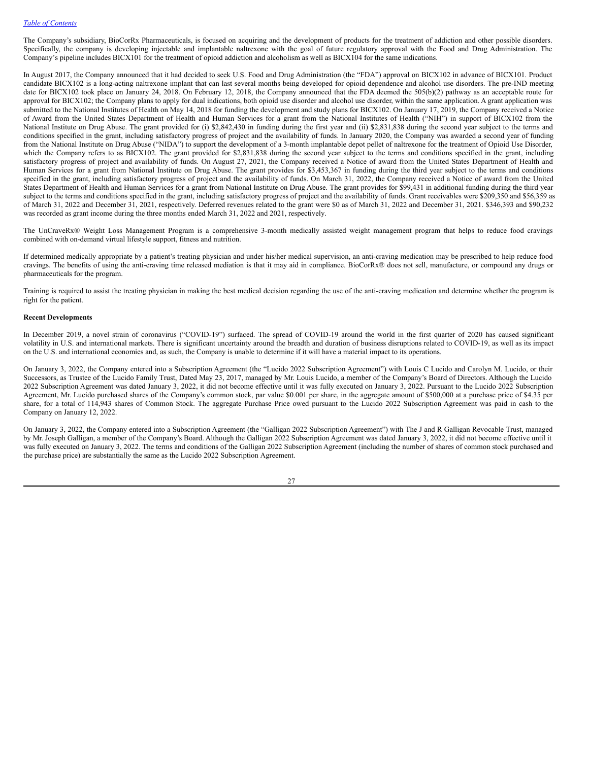The Company's subsidiary, BioCorRx Pharmaceuticals, is focused on acquiring and the development of products for the treatment of addiction and other possible disorders. Specifically, the company is developing injectable and implantable naltrexone with the goal of future regulatory approval with the Food and Drug Administration. The Company's pipeline includes BICX101 for the treatment of opioid addiction and alcoholism as well as BICX104 for the same indications.

In August 2017, the Company announced that it had decided to seek U.S. Food and Drug Administration (the "FDA") approval on BICX102 in advance of BICX101. Product candidate BICX102 is a long-acting naltrexone implant that can last several months being developed for opioid dependence and alcohol use disorders. The pre-IND meeting date for BICX102 took place on January 24, 2018. On February 12, 2018, the Company announced that the FDA deemed the 505(b)(2) pathway as an acceptable route for approval for BICX102; the Company plans to apply for dual indications, both opioid use disorder and alcohol use disorder, within the same application. A grant application was submitted to the National Institutes of Health on May 14, 2018 for funding the development and study plans for BICX102. On January 17, 2019, the Company received a Notice of Award from the United States Department of Health and Human Services for a grant from the National Institutes of Health ("NIH") in support of BICX102 from the National Institute on Drug Abuse. The grant provided for (i) $2,842,430 in funding during the first year and (ii) $2,831,838 during the second year subject to the terms and conditions specified in the grant, including satisfactory progress of project and the availability of funds. In January 2020, the Company was awarded a second year of funding from the National Institute on Drug Abuse ("NIDA") to support the development of a 3-month implantable depot pellet of naltrexone for the treatment of Opioid Use Disorder, which the Company refers to as BICX102. The grant provided for $2,831,838 during the second year subject to the terms and conditions specified in the grant, including satisfactory progress of project and availability of funds. On August 27, 2021, the Company received a Notice of award from the United States Department of Health and Human Services for a grant from National Institute on Drug Abuse. The grant provides for $3,453,367 in funding during the third year subject to the terms and conditions specified in the grant, including satisfactory progress of project and the availability of funds. On March 31, 2022, the Company received a Notice of award from the United States Department of Health and Human Services for a grant from National Institute on Drug Abuse. The grant provides for $99,431 in additional funding during the third year subject to the terms and conditions specified in the grant, including satisfactory progress of project and the availability of funds. Grant receivables were $209,350 and $56,359 as of March 31, 2022 and December 31, 2021, respectively. Deferred revenues related to the grant were $0 as of March 31, 2022 and December 31, 2021. $346,393 and $90,232 was recorded as grant income during the three months ended March 31, 2022 and 2021, respectively.

The UnCraveRx® Weight Loss Management Program is a comprehensive 3-month medically assisted weight management program that helps to reduce food cravings combined with on-demand virtual lifestyle support, fitness and nutrition.

If determined medically appropriate by a patient's treating physician and under his/her medical supervision, an anti-craving medication may be prescribed to help reduce food cravings. The benefits of using the anti-craving time released mediation is that it may aid in compliance. BioCorRx® does not sell, manufacture, or compound any drugs or pharmaceuticals for the program.

Training is required to assist the treating physician in making the best medical decision regarding the use of the anti-craving medication and determine whether the program is right for the patient.

**Recent Developments**

In December 2019, a novel strain of coronavirus ("COVID-19") surfaced. The spread of COVID-19 around the world in the first quarter of 2020 has caused significant volatility in U.S. and international markets. There is significant uncertainty around the breadth and duration of business disruptions related to COVID-19, as well as its impact on the U.S. and international economies and, as such, the Company is unable to determine if it will have a material impact to its operations.

On January 3, 2022, the Company entered into a Subscription Agreement (the "Lucido 2022 Subscription Agreement") with Louis C Lucido and Carolyn M. Lucido, or their Successors, as Trustee of the Lucido Family Trust, Dated May 23, 2017, managed by Mr. Louis Lucido, a member of the Company's Board of Directors. Although the Lucido 2022 Subscription Agreement was dated January 3, 2022, it did not become effective until it was fully executed on January 3, 2022. Pursuant to the Lucido 2022 Subscription Agreement, Mr. Lucido purchased shares of the Company's common stock, par value $0.001 per share, in the aggregate amount of $500,000 at a purchase price of $4.35 per share, for a total of 114,943 shares of Common Stock. The aggregate Purchase Price owed pursuant to the Lucido 2022 Subscription Agreement was paid in cash to the Company on January 12, 2022.

On January 3, 2022, the Company entered into a Subscription Agreement (the "Galligan 2022 Subscription Agreement") with The J and R Galligan Revocable Trust, managed by Mr. Joseph Galligan, a member of the Company's Board. Although the Galligan 2022 Subscription Agreement was dated January 3, 2022, it did not become effective until it was fully executed on January 3, 2022. The terms and conditions of the Galligan 2022 Subscription Agreement (including the number of shares of common stock purchased and the purchase price) are substantially the same as the Lucido 2022 Subscription Agreement.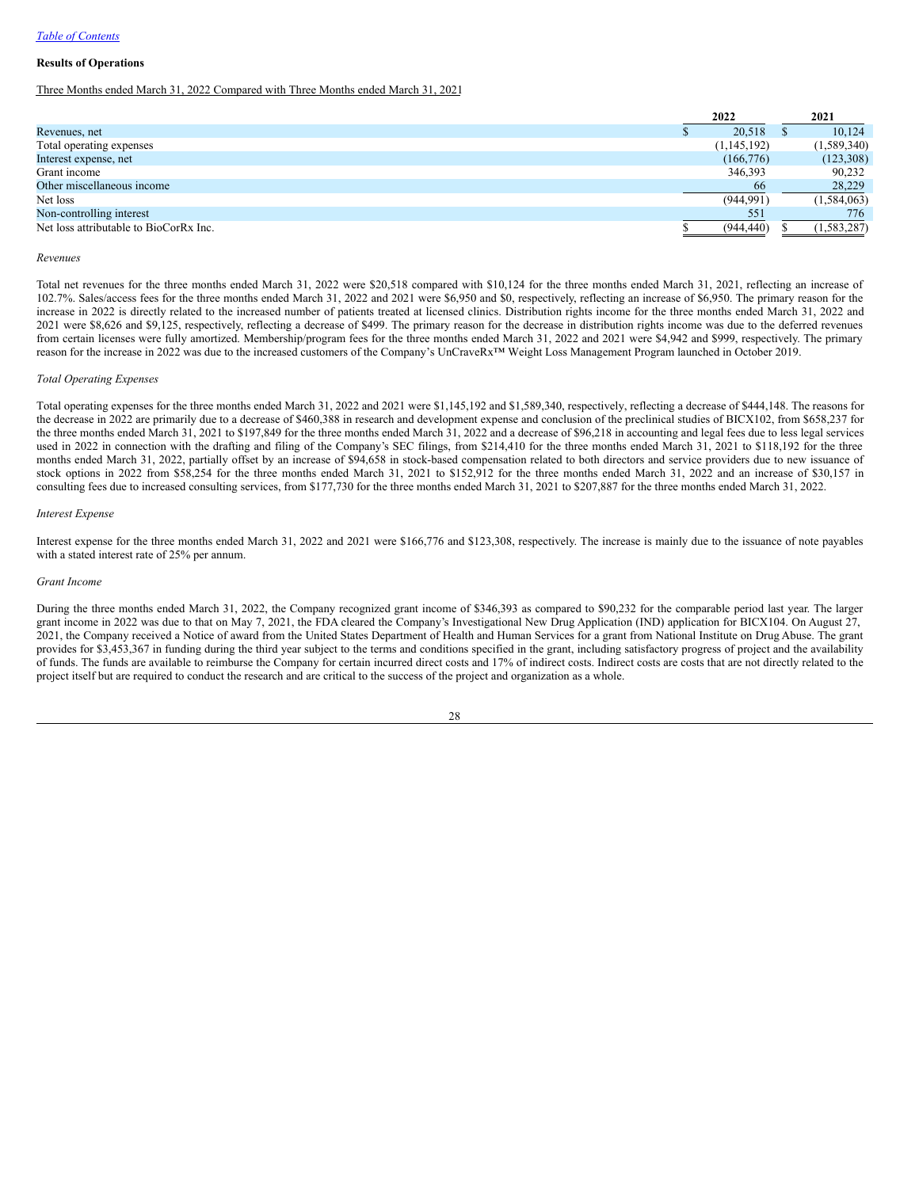[Table of Contents](#)

**Results of Operations**

Three Months ended March 31, 2022 Compared with Three Months ended March 31, 2021

| | 2022 | 2021 |
|---|---|---|
| Revenues, net | $ 20,518 | $ 10,124 |
| Total operating expenses | (1,145,192) | (1,589,340) |
| Interest expense, net | (166,776) | (123,308) |
| Grant income | 346,393 | 90,232 |
| Other miscellaneous income | 66 | 28,229 |
| Net loss | (944,991) | (1,584,063) |
| Non-controlling interest | 551 | 776 |
| Net loss attributable to BioCorRx Inc. | $ (944,440) | $ (1,583,287) |

*Revenues*

Total net revenues for the three months ended March 31, 2022 were $20,518 compared with $10,124 for the three months ended March 31, 2021, reflecting an increase of 102.7%. Sales/access fees for the three months ended March 31, 2022 and 2021 were $6,950 and $0, respectively, reflecting an increase of $6,950. The primary reason for the increase in 2022 is directly related to the increased number of patients treated at licensed clinics. Distribution rights income for the three months ended March 31, 2022 and 2021 were $8,626 and $9,125, respectively, reflecting a decrease of $499. The primary reason for the decrease in distribution rights income was due to the deferred revenues from certain licenses were fully amortized. Membership/program fees for the three months ended March 31, 2022 and 2021 were $4,942 and $999, respectively. The primary reason for the increase in 2022 was due to the increased customers of the Company's UnCraveRx™ Weight Loss Management Program launched in October 2019.

*Total Operating Expenses*

Total operating expenses for the three months ended March 31, 2022 and 2021 were $1,145,192 and $1,589,340, respectively, reflecting a decrease of $444,148. The reasons for the decrease in 2022 are primarily due to a decrease of $460,388 in research and development expense and conclusion of the preclinical studies of BICX102, from $658,237 for the three months ended March 31, 2021 to $197,849 for the three months ended March 31, 2022 and a decrease of $96,218 in accounting and legal fees due to less legal services used in 2022 in connection with the drafting and filing of the Company's SEC filings, from $214,410 for the three months ended March 31, 2021 to $118,192 for the three months ended March 31, 2022, partially offset by an increase of $94,658 in stock-based compensation related to both directors and service providers due to new issuance of stock options in 2022 from $58,254 for the three months ended March 31, 2021 to $152,912 for the three months ended March 31, 2022 and an increase of $30,157 in consulting fees due to increased consulting services, from $177,730 for the three months ended March 31, 2021 to $207,887 for the three months ended March 31, 2022.

*Interest Expense*

Interest expense for the three months ended March 31, 2022 and 2021 were $166,776 and $123,308, respectively. The increase is mainly due to the issuance of note payables with a stated interest rate of 25% per annum.

*Grant Income*

During the three months ended March 31, 2022, the Company recognized grant income of $346,393 as compared to $90,232 for the comparable period last year. The larger grant income in 2022 was due to that on May 7, 2021, the FDA cleared the Company's Investigational New Drug Application (IND) application for BICX104. On August 27, 2021, the Company received a Notice of award from the United States Department of Health and Human Services for a grant from National Institute on Drug Abuse. The grant provides for $3,453,367 in funding during the third year subject to the terms and conditions specified in the grant, including satisfactory progress of project and the availability of funds. The funds are available to reimburse the Company for certain incurred direct costs and 17% of indirect costs. Indirect costs are costs that are not directly related to the project itself but are required to conduct the research and are critical to the success of the project and organization as a whole.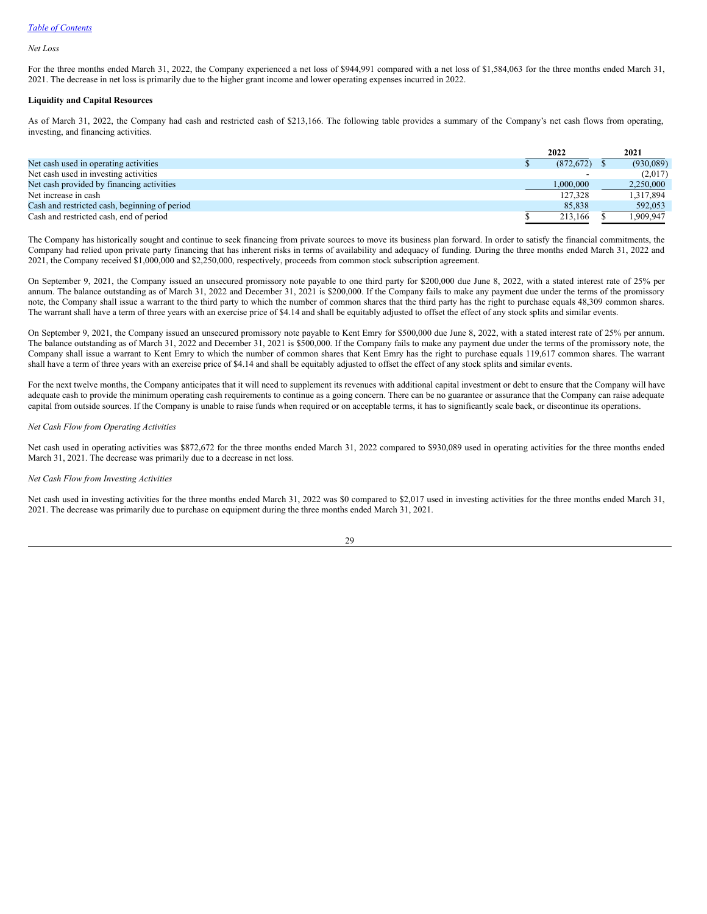*Net Loss*

For the three months ended March 31, 2022, the Company experienced a net loss of $944,991 compared with a net loss of $1,584,063 for the three months ended March 31, 2021. The decrease in net loss is primarily due to the higher grant income and lower operating expenses incurred in 2022.

**Liquidity and Capital Resources**

As of March 31, 2022, the Company had cash and restricted cash of $213,166. The following table provides a summary of the Company's net cash flows from operating, investing, and financing activities.

| | 2022 | 2021 |
|---|---|---|
| Net cash used in operating activities | $ (872,672) | $ (930,089) |
| Net cash used in investing activities | - | (2,017) |
| Net cash provided by financing activities | 1,000,000 | 2,250,000 |
| Net increase in cash | 127,328 | 1,317,894 |
| Cash and restricted cash, beginning of period | 85,838 | 592,053 |
| Cash and restricted cash, end of period | $ 213,166 | $ 1,909,947 |

The Company has historically sought and continue to seek financing from private sources to move its business plan forward. In order to satisfy the financial commitments, the Company had relied upon private party financing that has inherent risks in terms of availability and adequacy of funding. During the three months ended March 31, 2022 and 2021, the Company received $1,000,000 and $2,250,000, respectively, proceeds from common stock subscription agreement.

On September 9, 2021, the Company issued an unsecured promissory note payable to one third party for $200,000 due June 8, 2022, with a stated interest rate of 25% per annum. The balance outstanding as of March 31, 2022 and December 31, 2021 is $200,000. If the Company fails to make any payment due under the terms of the promissory note, the Company shall issue a warrant to the third party to which the number of common shares that the third party has the right to purchase equals 48,309 common shares. The warrant shall have a term of three years with an exercise price of $4.14 and shall be equitably adjusted to offset the effect of any stock splits and similar events.

On September 9, 2021, the Company issued an unsecured promissory note payable to Kent Emry for $500,000 due June 8, 2022, with a stated interest rate of 25% per annum. The balance outstanding as of March 31, 2022 and December 31, 2021 is $500,000. If the Company fails to make any payment due under the terms of the promissory note, the Company shall issue a warrant to Kent Emry to which the number of common shares that Kent Emry has the right to purchase equals 119,617 common shares. The warrant shall have a term of three years with an exercise price of $4.14 and shall be equitably adjusted to offset the effect of any stock splits and similar events.

For the next twelve months, the Company anticipates that it will need to supplement its revenues with additional capital investment or debt to ensure that the Company will have adequate cash to provide the minimum operating cash requirements to continue as a going concern. There can be no guarantee or assurance that the Company can raise adequate capital from outside sources. If the Company is unable to raise funds when required or on acceptable terms, it has to significantly scale back, or discontinue its operations.

*Net Cash Flow from Operating Activities*

Net cash used in operating activities was $872,672 for the three months ended March 31, 2022 compared to $930,089 used in operating activities for the three months ended March 31, 2021. The decrease was primarily due to a decrease in net loss.

*Net Cash Flow from Investing Activities*

Net cash used in investing activities for the three months ended March 31, 2022 was $0 compared to $2,017 used in investing activities for the three months ended March 31, 2021. The decrease was primarily due to purchase on equipment during the three months ended March 31, 2021.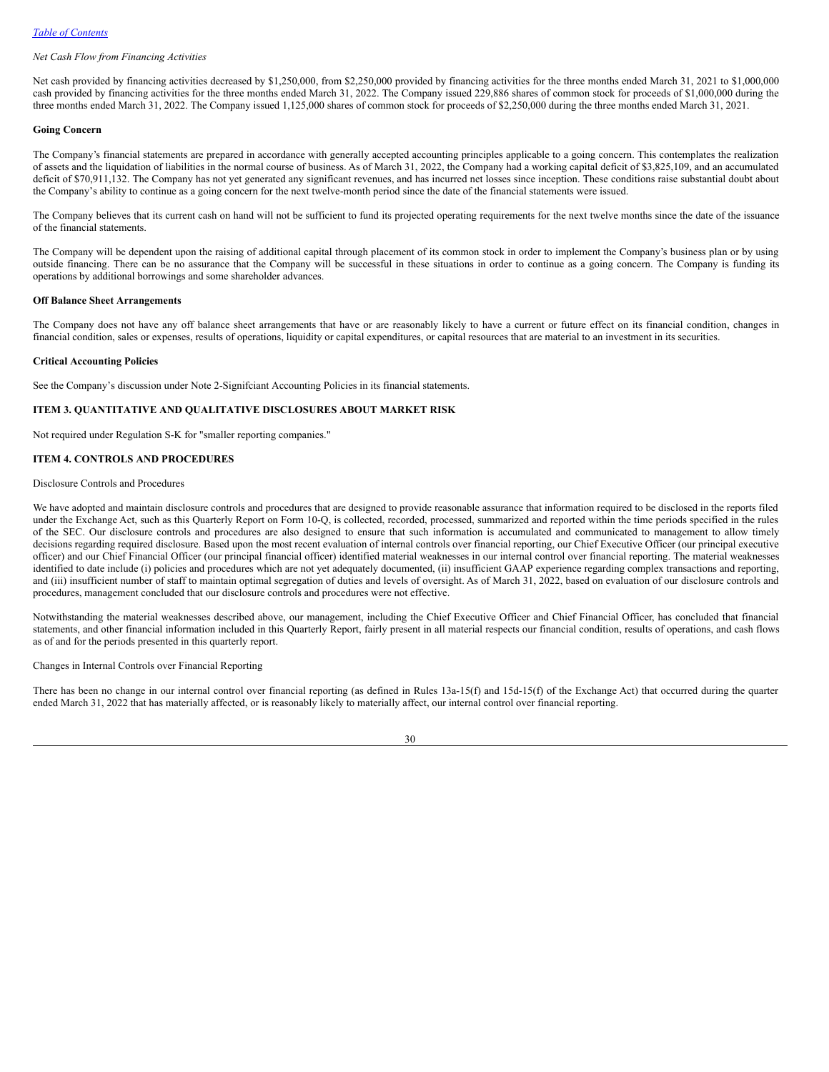*Net Cash Flow from Financing Activities*

Net cash provided by financing activities decreased by $1,250,000, from $2,250,000 provided by financing activities for the three months ended March 31, 2021 to $1,000,000 cash provided by financing activities for the three months ended March 31, 2022. The Company issued 229,886 shares of common stock for proceeds of $1,000,000 during the three months ended March 31, 2022. The Company issued 1,125,000 shares of common stock for proceeds of $2,250,000 during the three months ended March 31, 2021.

**Going Concern**

The Company's financial statements are prepared in accordance with generally accepted accounting principles applicable to a going concern. This contemplates the realization of assets and the liquidation of liabilities in the normal course of business. As of March 31, 2022, the Company had a working capital deficit of $3,825,109, and an accumulated deficit of $70,911,132. The Company has not yet generated any significant revenues, and has incurred net losses since inception. These conditions raise substantial doubt about the Company's ability to continue as a going concern for the next twelve-month period since the date of the financial statements were issued.

The Company believes that its current cash on hand will not be sufficient to fund its projected operating requirements for the next twelve months since the date of the issuance of the financial statements.

The Company will be dependent upon the raising of additional capital through placement of its common stock in order to implement the Company's business plan or by using outside financing. There can be no assurance that the Company will be successful in these situations in order to continue as a going concern. The Company is funding its operations by additional borrowings and some shareholder advances.

**Off Balance Sheet Arrangements**

The Company does not have any off balance sheet arrangements that have or are reasonably likely to have a current or future effect on its financial condition, changes in financial condition, sales or expenses, results of operations, liquidity or capital expenditures, or capital resources that are material to an investment in its securities.

**Critical Accounting Policies**

See the Company's discussion under Note 2-Signifciant Accounting Policies in its financial statements.

## ITEM 3. QUANTITATIVE AND QUALITATIVE DISCLOSURES ABOUT MARKET RISK

Not required under Regulation S-K for "smaller reporting companies."

## ITEM 4. CONTROLS AND PROCEDURES

Disclosure Controls and Procedures

We have adopted and maintain disclosure controls and procedures that are designed to provide reasonable assurance that information required to be disclosed in the reports filed under the Exchange Act, such as this Quarterly Report on Form 10-Q, is collected, recorded, processed, summarized and reported within the time periods specified in the rules of the SEC. Our disclosure controls and procedures are also designed to ensure that such information is accumulated and communicated to management to allow timely decisions regarding required disclosure. Based upon the most recent evaluation of internal controls over financial reporting, our Chief Executive Officer (our principal executive officer) and our Chief Financial Officer (our principal financial officer) identified material weaknesses in our internal control over financial reporting. The material weaknesses identified to date include (i) policies and procedures which are not yet adequately documented, (ii) insufficient GAAP experience regarding complex transactions and reporting, and (iii) insufficient number of staff to maintain optimal segregation of duties and levels of oversight. As of March 31, 2022, based on evaluation of our disclosure controls and procedures, management concluded that our disclosure controls and procedures were not effective.

Notwithstanding the material weaknesses described above, our management, including the Chief Executive Officer and Chief Financial Officer, has concluded that financial statements, and other financial information included in this Quarterly Report, fairly present in all material respects our financial condition, results of operations, and cash flows as of and for the periods presented in this quarterly report.

Changes in Internal Controls over Financial Reporting

There has been no change in our internal control over financial reporting (as defined in Rules 13a-15(f) and 15d-15(f) of the Exchange Act) that occurred during the quarter ended March 31, 2022 that has materially affected, or is reasonably likely to materially affect, our internal control over financial reporting.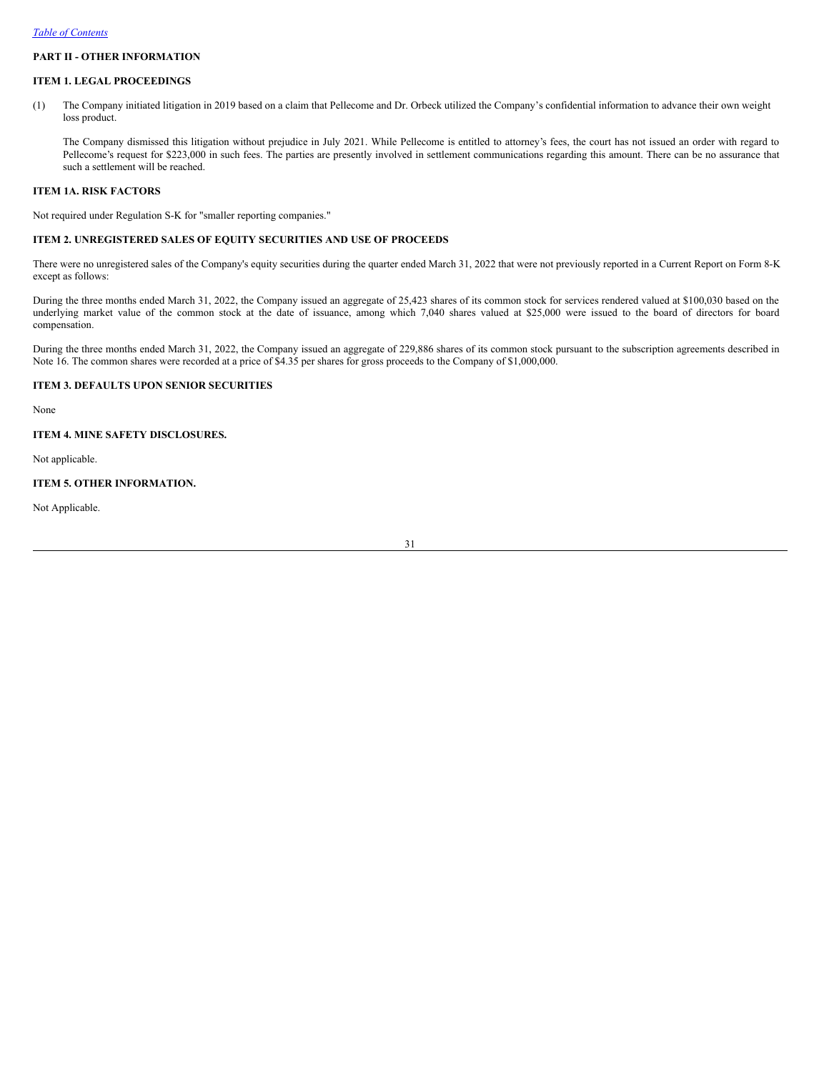## PART II - OTHER INFORMATION

### ITEM 1. LEGAL PROCEEDINGS

(1) The Company initiated litigation in 2019 based on a claim that Pellecome and Dr. Orbeck utilized the Company's confidential information to advance their own weight loss product.

The Company dismissed this litigation without prejudice in July 2021. While Pellecome is entitled to attorney's fees, the court has not issued an order with regard to Pellecome's request for $223,000 in such fees. The parties are presently involved in settlement communications regarding this amount. There can be no assurance that such a settlement will be reached.

### ITEM 1A. RISK FACTORS

Not required under Regulation S-K for "smaller reporting companies."

### ITEM 2. UNREGISTERED SALES OF EQUITY SECURITIES AND USE OF PROCEEDS

There were no unregistered sales of the Company's equity securities during the quarter ended March 31, 2022 that were not previously reported in a Current Report on Form 8-K except as follows:

During the three months ended March 31, 2022, the Company issued an aggregate of 25,423 shares of its common stock for services rendered valued at $100,030 based on the underlying market value of the common stock at the date of issuance, among which 7,040 shares valued at $25,000 were issued to the board of directors for board compensation.

During the three months ended March 31, 2022, the Company issued an aggregate of 229,886 shares of its common stock pursuant to the subscription agreements described in Note 16. The common shares were recorded at a price of $4.35 per shares for gross proceeds to the Company of $1,000,000.

### ITEM 3. DEFAULTS UPON SENIOR SECURITIES

None

### ITEM 4. MINE SAFETY DISCLOSURES.

Not applicable.

### ITEM 5. OTHER INFORMATION.

Not Applicable.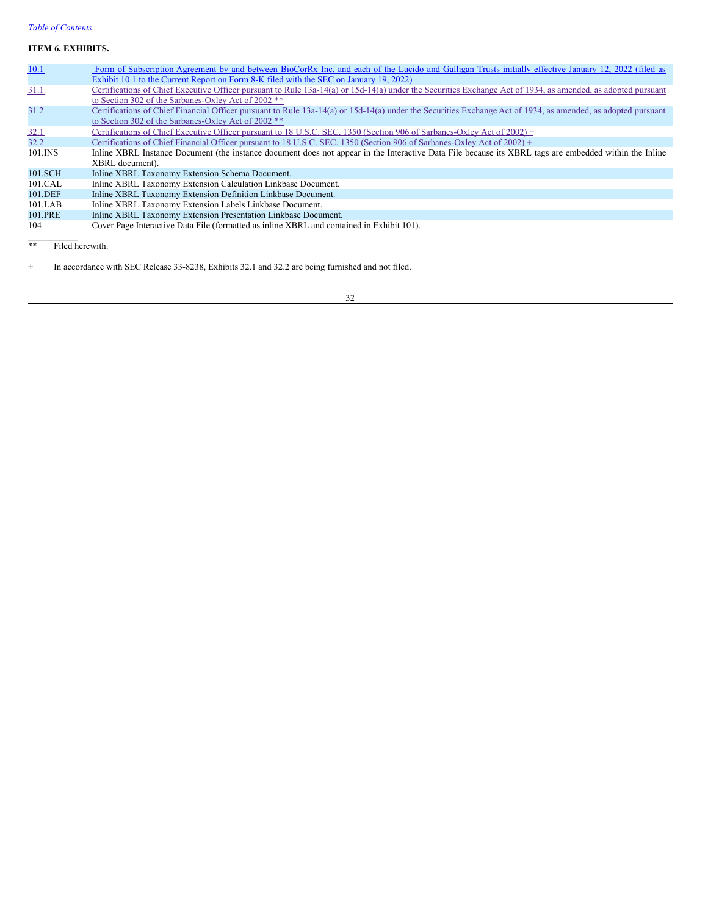*Table of Contents*

**ITEM 6. EXHIBITS.**

| | |
|---|---|
| 10.1 | Form of Subscription Agreement by and between BioCorRx Inc. and each of the Lucido and Galligan Trusts initially effective January 12, 2022 (filed as Exhibit 10.1 to the Current Report on Form 8-K filed with the SEC on January 19, 2022) |
| 31.1 | Certifications of Chief Executive Officer pursuant to Rule 13a-14(a) or 15d-14(a) under the Securities Exchange Act of 1934, as amended, as adopted pursuant to Section 302 of the Sarbanes-Oxley Act of 2002 ** |
| 31.2 | Certifications of Chief Financial Officer pursuant to Rule 13a-14(a) or 15d-14(a) under the Securities Exchange Act of 1934, as amended, as adopted pursuant to Section 302 of the Sarbanes-Oxley Act of 2002 ** |
| 32.1 | Certifications of Chief Executive Officer pursuant to 18 U.S.C. SEC. 1350 (Section 906 of Sarbanes-Oxley Act of 2002) + |
| 32.2 | Certifications of Chief Financial Officer pursuant to 18 U.S.C. SEC. 1350 (Section 906 of Sarbanes-Oxley Act of 2002) + |
| 101.INS | Inline XBRL Instance Document (the instance document does not appear in the Interactive Data File because its XBRL tags are embedded within the Inline XBRL document). |
| 101.SCH | Inline XBRL Taxonomy Extension Schema Document. |
| 101.CAL | Inline XBRL Taxonomy Extension Calculation Linkbase Document. |
| 101.DEF | Inline XBRL Taxonomy Extension Definition Linkbase Document. |
| 101.LAB | Inline XBRL Taxonomy Extension Labels Linkbase Document. |
| 101.PRE | Inline XBRL Taxonomy Extension Presentation Linkbase Document. |
| 104 | Cover Page Interactive Data File (formatted as inline XBRL and contained in Exhibit 101). |

** Filed herewith.

+ In accordance with SEC Release 33-8238, Exhibits 32.1 and 32.2 are being furnished and not filed.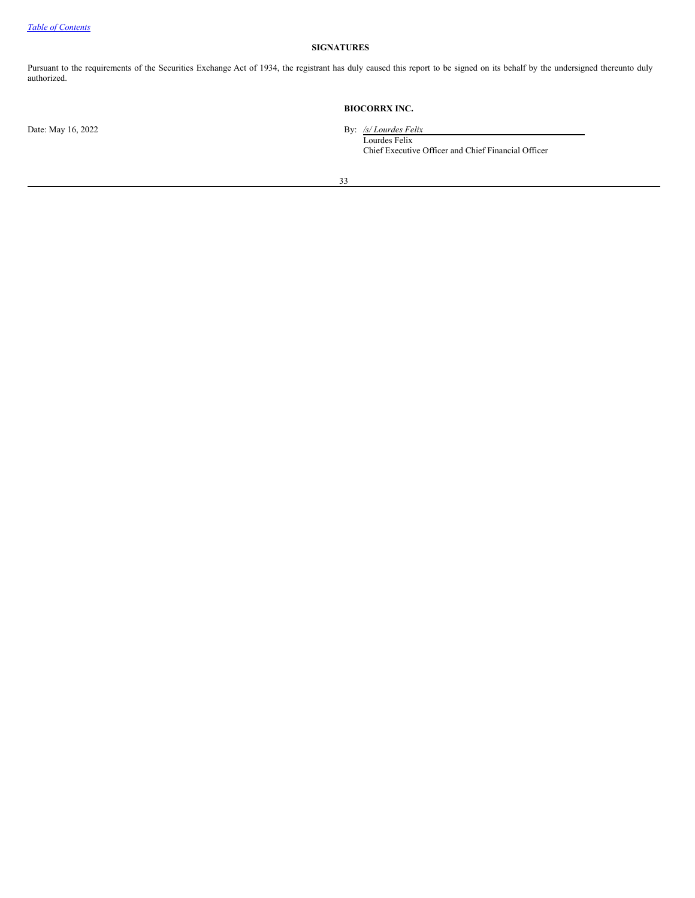## SIGNATURES

Pursuant to the requirements of the Securities Exchange Act of 1934, the registrant has duly caused this report to be signed on its behalf by the undersigned thereunto duly authorized.

**BIOCORRX INC.**

Date: May 16, 2022

By: */s/ Lourdes Felix*
Lourdes Felix
Chief Executive Officer and Chief Financial Officer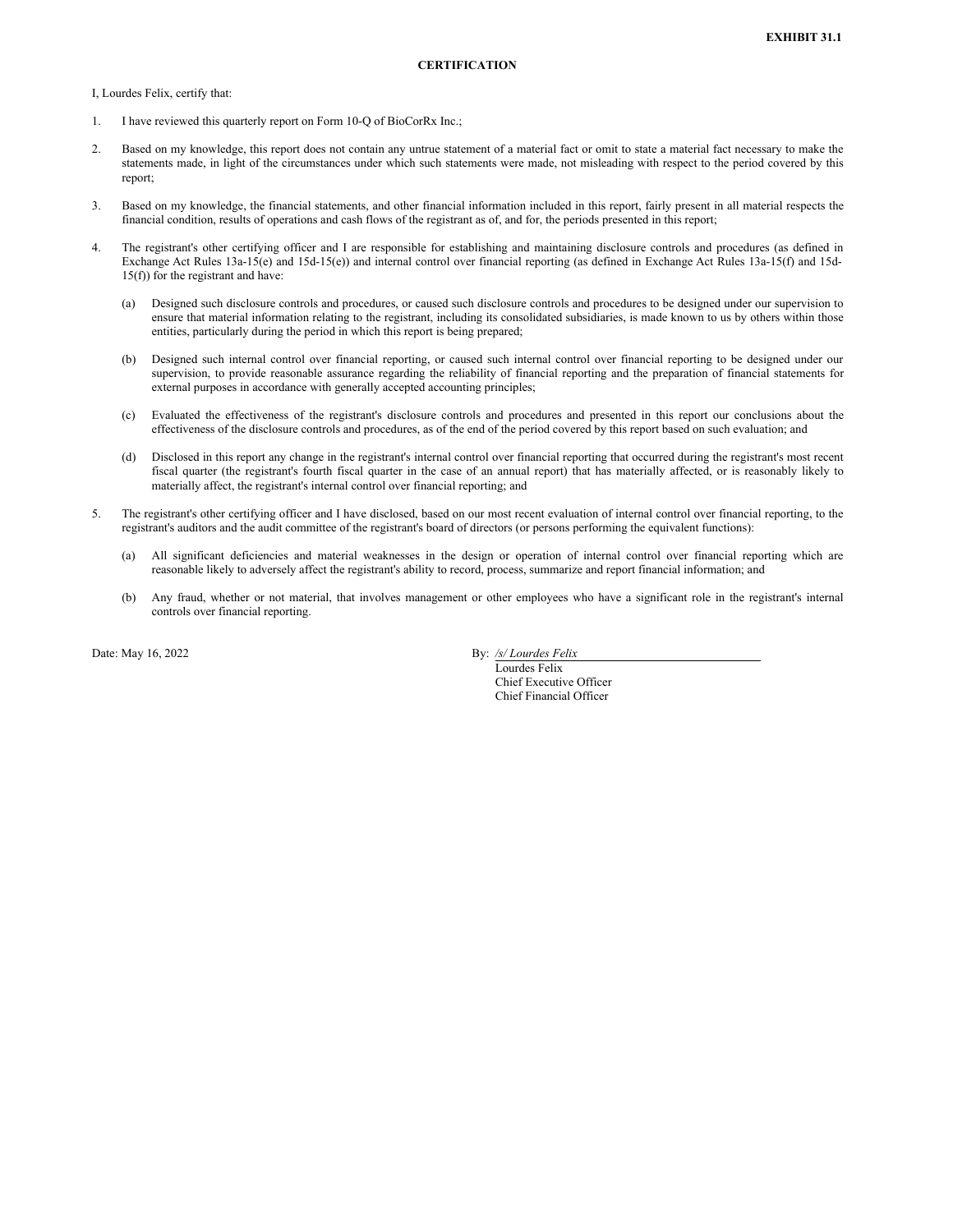**EXHIBIT 31.1**

**CERTIFICATION**

I, Lourdes Felix, certify that:

1. I have reviewed this quarterly report on Form 10-Q of BioCorRx Inc.;

2. Based on my knowledge, this report does not contain any untrue statement of a material fact or omit to state a material fact necessary to make the statements made, in light of the circumstances under which such statements were made, not misleading with respect to the period covered by this report;

3. Based on my knowledge, the financial statements, and other financial information included in this report, fairly present in all material respects the financial condition, results of operations and cash flows of the registrant as of, and for, the periods presented in this report;

4. The registrant's other certifying officer and I are responsible for establishing and maintaining disclosure controls and procedures (as defined in Exchange Act Rules 13a-15(e) and 15d-15(e)) and internal control over financial reporting (as defined in Exchange Act Rules 13a-15(f) and 15d-15(f)) for the registrant and have:

   (a) Designed such disclosure controls and procedures, or caused such disclosure controls and procedures to be designed under our supervision to ensure that material information relating to the registrant, including its consolidated subsidiaries, is made known to us by others within those entities, particularly during the period in which this report is being prepared;

   (b) Designed such internal control over financial reporting, or caused such internal control over financial reporting to be designed under our supervision, to provide reasonable assurance regarding the reliability of financial reporting and the preparation of financial statements for external purposes in accordance with generally accepted accounting principles;

   (c) Evaluated the effectiveness of the registrant's disclosure controls and procedures and presented in this report our conclusions about the effectiveness of the disclosure controls and procedures, as of the end of the period covered by this report based on such evaluation; and

   (d) Disclosed in this report any change in the registrant's internal control over financial reporting that occurred during the registrant's most recent fiscal quarter (the registrant's fourth fiscal quarter in the case of an annual report) that has materially affected, or is reasonably likely to materially affect, the registrant's internal control over financial reporting; and

5. The registrant's other certifying officer and I have disclosed, based on our most recent evaluation of internal control over financial reporting, to the registrant's auditors and the audit committee of the registrant's board of directors (or persons performing the equivalent functions):

   (a) All significant deficiencies and material weaknesses in the design or operation of internal control over financial reporting which are reasonable likely to adversely affect the registrant's ability to record, process, summarize and report financial information; and

   (b) Any fraud, whether or not material, that involves management or other employees who have a significant role in the registrant's internal controls over financial reporting.

Date: May 16, 2022

By: */s/ Lourdes Felix*
Lourdes Felix
Chief Executive Officer
Chief Financial Officer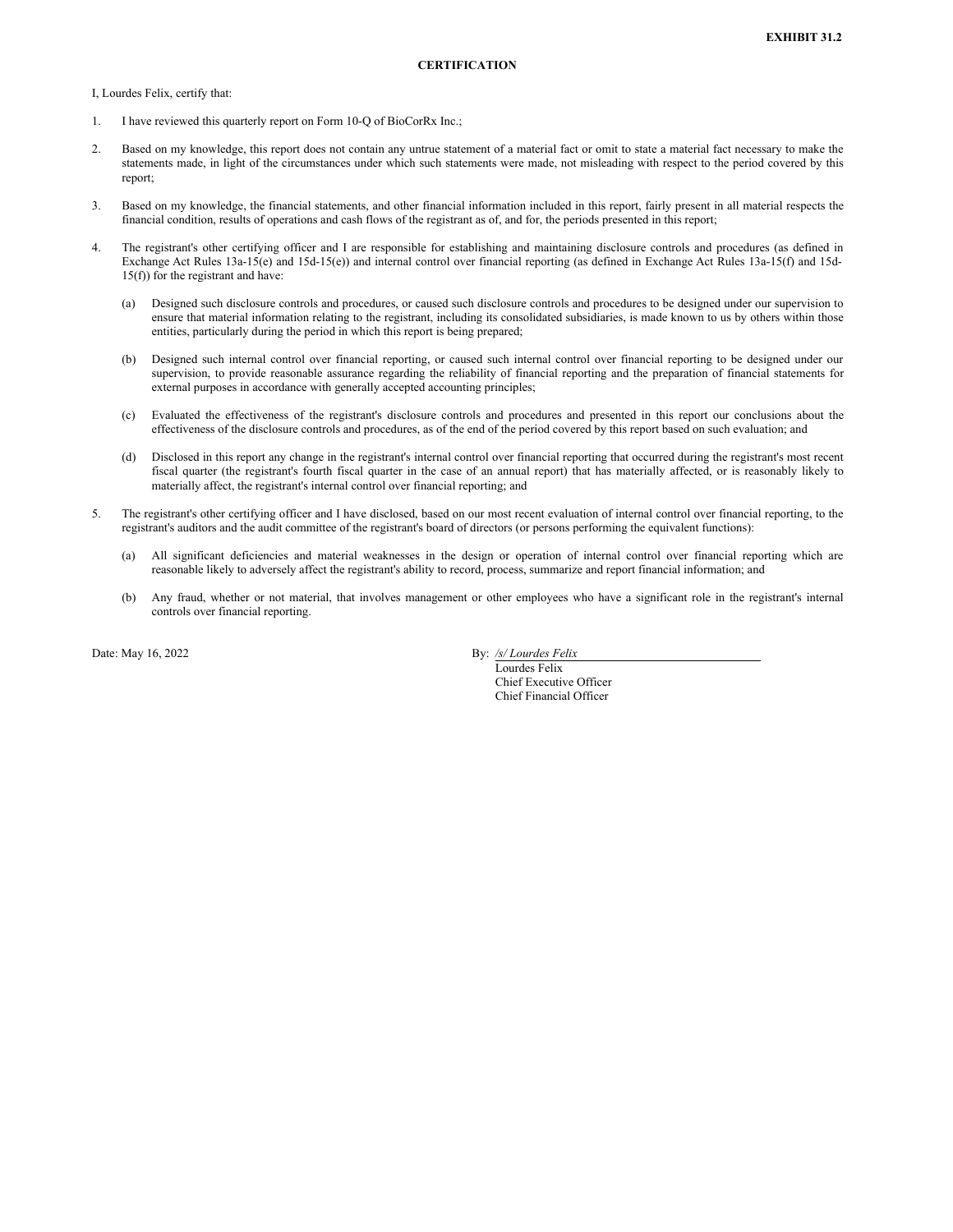**EXHIBIT 31.2**

**CERTIFICATION**

I, Lourdes Felix, certify that:

1. I have reviewed this quarterly report on Form 10-Q of BioCorRx Inc.;

2. Based on my knowledge, this report does not contain any untrue statement of a material fact or omit to state a material fact necessary to make the statements made, in light of the circumstances under which such statements were made, not misleading with respect to the period covered by this report;

3. Based on my knowledge, the financial statements, and other financial information included in this report, fairly present in all material respects the financial condition, results of operations and cash flows of the registrant as of, and for, the periods presented in this report;

4. The registrant's other certifying officer and I are responsible for establishing and maintaining disclosure controls and procedures (as defined in Exchange Act Rules 13a-15(e) and 15d-15(e)) and internal control over financial reporting (as defined in Exchange Act Rules 13a-15(f) and 15d-15(f)) for the registrant and have:

   (a) Designed such disclosure controls and procedures, or caused such disclosure controls and procedures to be designed under our supervision to ensure that material information relating to the registrant, including its consolidated subsidiaries, is made known to us by others within those entities, particularly during the period in which this report is being prepared;

   (b) Designed such internal control over financial reporting, or caused such internal control over financial reporting to be designed under our supervision, to provide reasonable assurance regarding the reliability of financial reporting and the preparation of financial statements for external purposes in accordance with generally accepted accounting principles;

   (c) Evaluated the effectiveness of the registrant's disclosure controls and procedures and presented in this report our conclusions about the effectiveness of the disclosure controls and procedures, as of the end of the period covered by this report based on such evaluation; and

   (d) Disclosed in this report any change in the registrant's internal control over financial reporting that occurred during the registrant's most recent fiscal quarter (the registrant's fourth fiscal quarter in the case of an annual report) that has materially affected, or is reasonably likely to materially affect, the registrant's internal control over financial reporting; and

5. The registrant's other certifying officer and I have disclosed, based on our most recent evaluation of internal control over financial reporting, to the registrant's auditors and the audit committee of the registrant's board of directors (or persons performing the equivalent functions):

   (a) All significant deficiencies and material weaknesses in the design or operation of internal control over financial reporting which are reasonable likely to adversely affect the registrant's ability to record, process, summarize and report financial information; and

   (b) Any fraud, whether or not material, that involves management or other employees who have a significant role in the registrant's internal controls over financial reporting.

Date: May 16, 2022

By: */s/ Lourdes Felix*
Lourdes Felix
Chief Executive Officer
Chief Financial Officer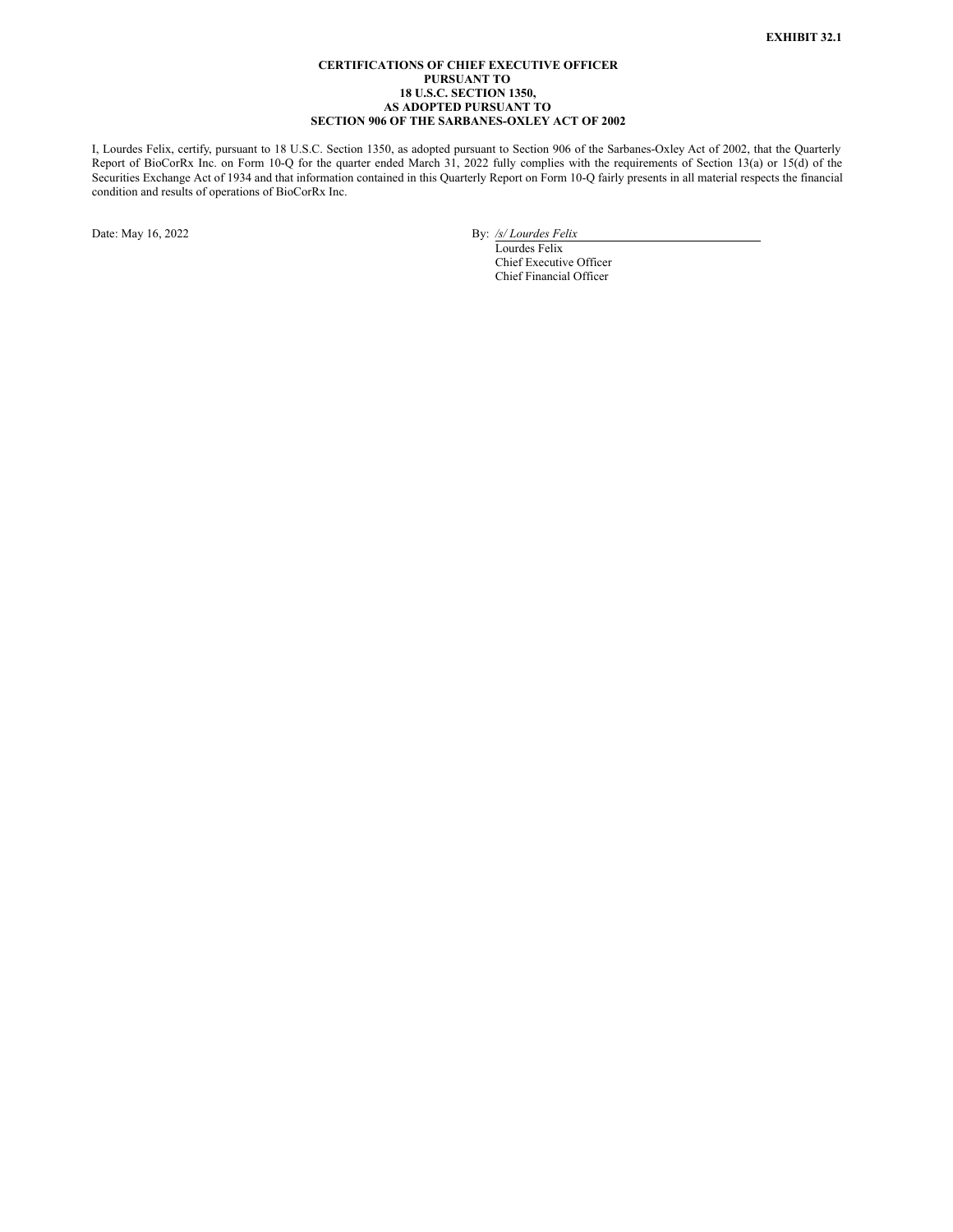**EXHIBIT 32.1**

**CERTIFICATIONS OF CHIEF EXECUTIVE OFFICER
PURSUANT TO
18 U.S.C. SECTION 1350,
AS ADOPTED PURSUANT TO
SECTION 906 OF THE SARBANES-OXLEY ACT OF 2002**

I, Lourdes Felix, certify, pursuant to 18 U.S.C. Section 1350, as adopted pursuant to Section 906 of the Sarbanes-Oxley Act of 2002, that the Quarterly Report of BioCorRx Inc. on Form 10-Q for the quarter ended March 31, 2022 fully complies with the requirements of Section 13(a) or 15(d) of the Securities Exchange Act of 1934 and that information contained in this Quarterly Report on Form 10-Q fairly presents in all material respects the financial condition and results of operations of BioCorRx Inc.

Date: May 16, 2022

By: */s/ Lourdes Felix*
Lourdes Felix
Chief Executive Officer
Chief Financial Officer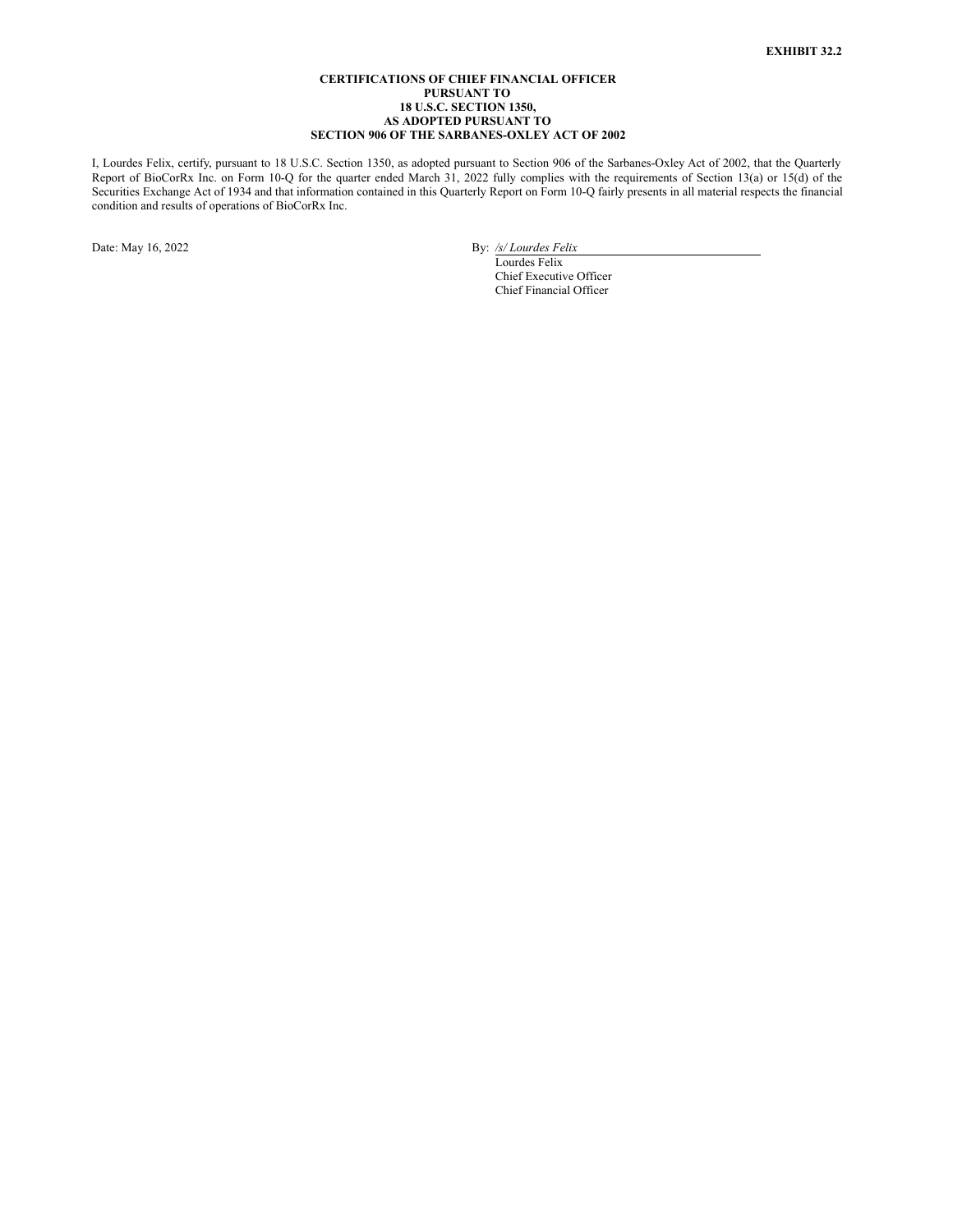**EXHIBIT 32.2**

**CERTIFICATIONS OF CHIEF FINANCIAL OFFICER
PURSUANT TO
18 U.S.C. SECTION 1350,
AS ADOPTED PURSUANT TO
SECTION 906 OF THE SARBANES-OXLEY ACT OF 2002**

I, Lourdes Felix, certify, pursuant to 18 U.S.C. Section 1350, as adopted pursuant to Section 906 of the Sarbanes-Oxley Act of 2002, that the Quarterly Report of BioCorRx Inc. on Form 10-Q for the quarter ended March 31, 2022 fully complies with the requirements of Section 13(a) or 15(d) of the Securities Exchange Act of 1934 and that information contained in this Quarterly Report on Form 10-Q fairly presents in all material respects the financial condition and results of operations of BioCorRx Inc.

Date: May 16, 2022

By: */s/ Lourdes Felix*
Lourdes Felix
Chief Executive Officer
Chief Financial Officer